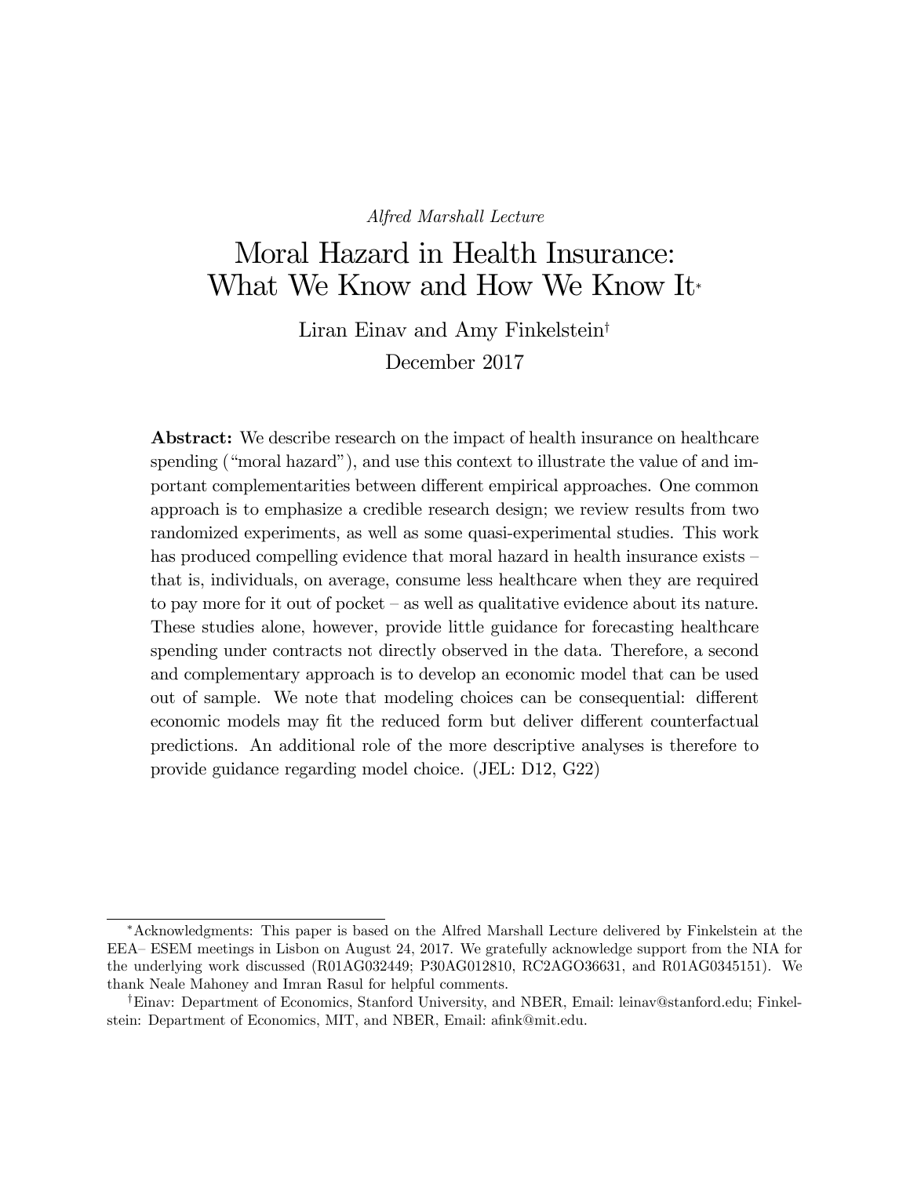*Alfred Marshall Lecture*

# Moral Hazard in Health Insurance: What We Know and How We Know It*

Liran Einav and Amy Finkelstein†

December 2017

**Abstract:** We describe research on the impact of health insurance on healthcare spending ("moral hazard"), and use this context to illustrate the value of and important complementarities between different empirical approaches. One common approach is to emphasize a credible research design; we review results from two randomized experiments, as well as some quasi-experimental studies. This work has produced compelling evidence that moral hazard in health insurance exists – that is, individuals, on average, consume less healthcare when they are required to pay more for it out of pocket – as well as qualitative evidence about its nature. These studies alone, however, provide little guidance for forecasting healthcare spending under contracts not directly observed in the data. Therefore, a second and complementary approach is to develop an economic model that can be used out of sample. We note that modeling choices can be consequential: different economic models may fit the reduced form but deliver different counterfactual predictions. An additional role of the more descriptive analyses is therefore to provide guidance regarding model choice. (JEL: D12, G22)

---

*Acknowledgments: This paper is based on the Alfred Marshall Lecture delivered by Finkelstein at the EEA– ESEM meetings in Lisbon on August 24, 2017. We gratefully acknowledge support from the NIA for the underlying work discussed (R01AG032449; P30AG012810, RC2AGO36631, and R01AG0345151). We thank Neale Mahoney and Imran Rasul for helpful comments.

†Einav: Department of Economics, Stanford University, and NBER, Email: leinav@stanford.edu; Finkelstein: Department of Economics, MIT, and NBER, Email: afink@mit.edu.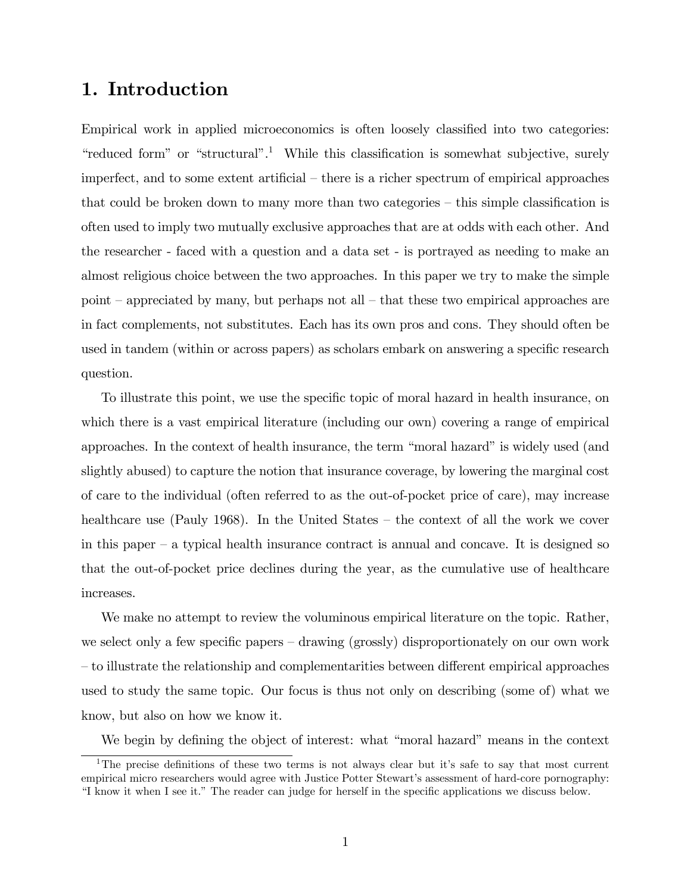# 1. Introduction

Empirical work in applied microeconomics is often loosely classified into two categories: "reduced form" or "structural".[1] While this classification is somewhat subjective, surely imperfect, and to some extent artificial – there is a richer spectrum of empirical approaches that could be broken down to many more than two categories – this simple classification is often used to imply two mutually exclusive approaches that are at odds with each other. And the researcher - faced with a question and a data set - is portrayed as needing to make an almost religious choice between the two approaches. In this paper we try to make the simple point – appreciated by many, but perhaps not all – that these two empirical approaches are in fact complements, not substitutes. Each has its own pros and cons. They should often be used in tandem (within or across papers) as scholars embark on answering a specific research question.

To illustrate this point, we use the specific topic of moral hazard in health insurance, on which there is a vast empirical literature (including our own) covering a range of empirical approaches. In the context of health insurance, the term "moral hazard" is widely used (and slightly abused) to capture the notion that insurance coverage, by lowering the marginal cost of care to the individual (often referred to as the out-of-pocket price of care), may increase healthcare use (Pauly 1968). In the United States – the context of all the work we cover in this paper – a typical health insurance contract is annual and concave. It is designed so that the out-of-pocket price declines during the year, as the cumulative use of healthcare increases.

We make no attempt to review the voluminous empirical literature on the topic. Rather, we select only a few specific papers – drawing (grossly) disproportionately on our own work – to illustrate the relationship and complementarities between different empirical approaches used to study the same topic. Our focus is thus not only on describing (some of) what we know, but also on how we know it.

We begin by defining the object of interest: what "moral hazard" means in the context

[1] The precise definitions of these two terms is not always clear but it's safe to say that most current empirical micro researchers would agree with Justice Potter Stewart's assessment of hard-core pornography: "I know it when I see it." The reader can judge for herself in the specific applications we discuss below.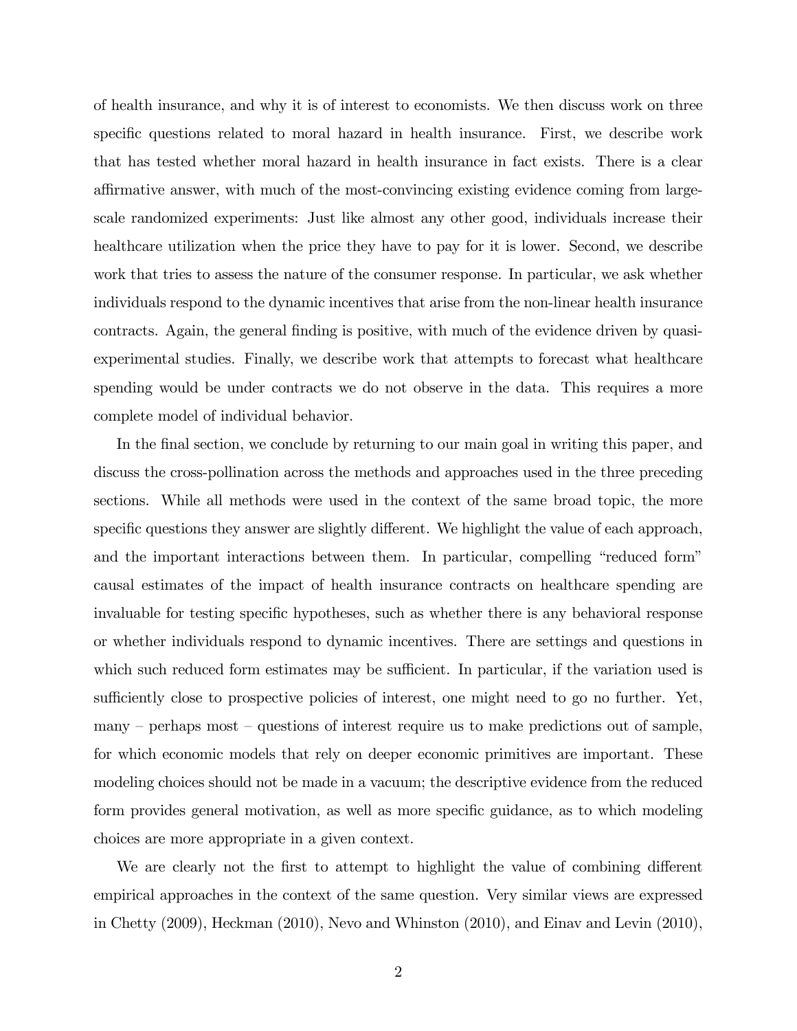of health insurance, and why it is of interest to economists. We then discuss work on three specific questions related to moral hazard in health insurance. First, we describe work that has tested whether moral hazard in health insurance in fact exists. There is a clear affirmative answer, with much of the most-convincing existing evidence coming from large-scale randomized experiments: Just like almost any other good, individuals increase their healthcare utilization when the price they have to pay for it is lower. Second, we describe work that tries to assess the nature of the consumer response. In particular, we ask whether individuals respond to the dynamic incentives that arise from the non-linear health insurance contracts. Again, the general finding is positive, with much of the evidence driven by quasi-experimental studies. Finally, we describe work that attempts to forecast what healthcare spending would be under contracts we do not observe in the data. This requires a more complete model of individual behavior.

In the final section, we conclude by returning to our main goal in writing this paper, and discuss the cross-pollination across the methods and approaches used in the three preceding sections. While all methods were used in the context of the same broad topic, the more specific questions they answer are slightly different. We highlight the value of each approach, and the important interactions between them. In particular, compelling "reduced form" causal estimates of the impact of health insurance contracts on healthcare spending are invaluable for testing specific hypotheses, such as whether there is any behavioral response or whether individuals respond to dynamic incentives. There are settings and questions in which such reduced form estimates may be sufficient. In particular, if the variation used is sufficiently close to prospective policies of interest, one might need to go no further. Yet, many – perhaps most – questions of interest require us to make predictions out of sample, for which economic models that rely on deeper economic primitives are important. These modeling choices should not be made in a vacuum; the descriptive evidence from the reduced form provides general motivation, as well as more specific guidance, as to which modeling choices are more appropriate in a given context.

We are clearly not the first to attempt to highlight the value of combining different empirical approaches in the context of the same question. Very similar views are expressed in Chetty (2009), Heckman (2010), Nevo and Whinston (2010), and Einav and Levin (2010),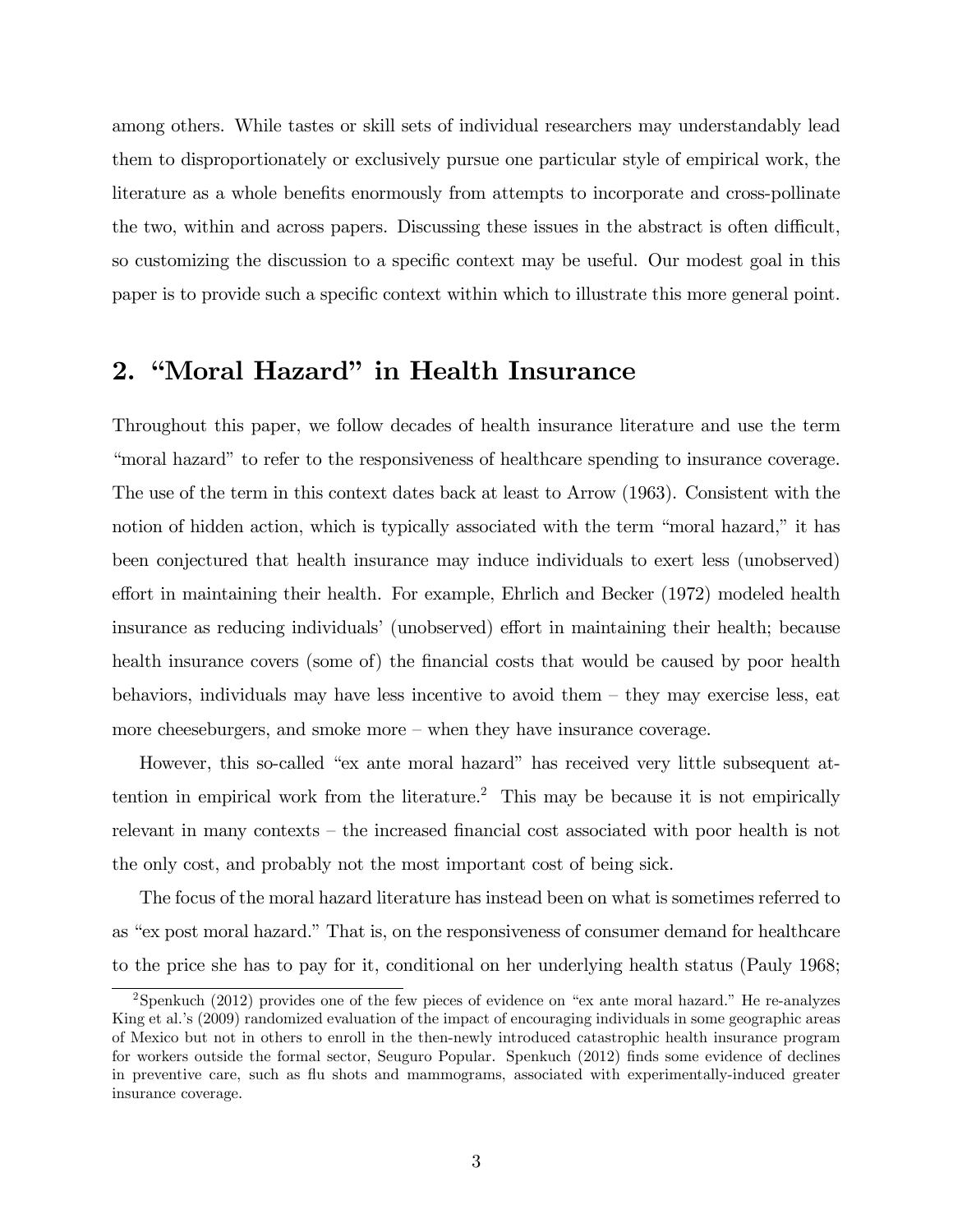among others. While tastes or skill sets of individual researchers may understandably lead them to disproportionately or exclusively pursue one particular style of empirical work, the literature as a whole benefits enormously from attempts to incorporate and cross-pollinate the two, within and across papers. Discussing these issues in the abstract is often difficult, so customizing the discussion to a specific context may be useful. Our modest goal in this paper is to provide such a specific context within which to illustrate this more general point.

## 2. "Moral Hazard" in Health Insurance

Throughout this paper, we follow decades of health insurance literature and use the term "moral hazard" to refer to the responsiveness of healthcare spending to insurance coverage. The use of the term in this context dates back at least to Arrow (1963). Consistent with the notion of hidden action, which is typically associated with the term "moral hazard," it has been conjectured that health insurance may induce individuals to exert less (unobserved) effort in maintaining their health. For example, Ehrlich and Becker (1972) modeled health insurance as reducing individuals' (unobserved) effort in maintaining their health; because health insurance covers (some of) the financial costs that would be caused by poor health behaviors, individuals may have less incentive to avoid them – they may exercise less, eat more cheeseburgers, and smoke more – when they have insurance coverage.

However, this so-called "ex ante moral hazard" has received very little subsequent attention in empirical work from the literature.[2] This may be because it is not empirically relevant in many contexts – the increased financial cost associated with poor health is not the only cost, and probably not the most important cost of being sick.

The focus of the moral hazard literature has instead been on what is sometimes referred to as "ex post moral hazard." That is, on the responsiveness of consumer demand for healthcare to the price she has to pay for it, conditional on her underlying health status (Pauly 1968;

[2] Spenkuch (2012) provides one of the few pieces of evidence on "ex ante moral hazard." He re-analyzes King et al.'s (2009) randomized evaluation of the impact of encouraging individuals in some geographic areas of Mexico but not in others to enroll in the then-newly introduced catastrophic health insurance program for workers outside the formal sector, Seuguro Popular. Spenkuch (2012) finds some evidence of declines in preventive care, such as flu shots and mammograms, associated with experimentally-induced greater insurance coverage.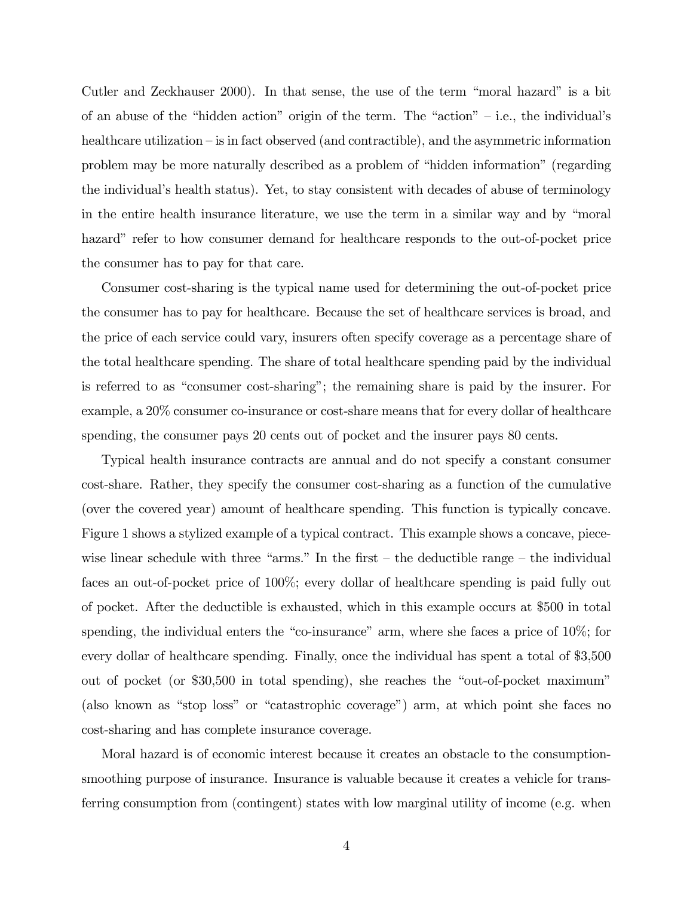Cutler and Zeckhauser 2000). In that sense, the use of the term "moral hazard" is a bit of an abuse of the "hidden action" origin of the term. The "action" – i.e., the individual's healthcare utilization – is in fact observed (and contractible), and the asymmetric information problem may be more naturally described as a problem of "hidden information" (regarding the individual's health status). Yet, to stay consistent with decades of abuse of terminology in the entire health insurance literature, we use the term in a similar way and by "moral hazard" refer to how consumer demand for healthcare responds to the out-of-pocket price the consumer has to pay for that care.

Consumer cost-sharing is the typical name used for determining the out-of-pocket price the consumer has to pay for healthcare. Because the set of healthcare services is broad, and the price of each service could vary, insurers often specify coverage as a percentage share of the total healthcare spending. The share of total healthcare spending paid by the individual is referred to as "consumer cost-sharing"; the remaining share is paid by the insurer. For example, a 20% consumer co-insurance or cost-share means that for every dollar of healthcare spending, the consumer pays 20 cents out of pocket and the insurer pays 80 cents.

Typical health insurance contracts are annual and do not specify a constant consumer cost-share. Rather, they specify the consumer cost-sharing as a function of the cumulative (over the covered year) amount of healthcare spending. This function is typically concave. Figure 1 shows a stylized example of a typical contract. This example shows a concave, piece-wise linear schedule with three "arms." In the first – the deductible range – the individual faces an out-of-pocket price of 100%; every dollar of healthcare spending is paid fully out of pocket. After the deductible is exhausted, which in this example occurs at $500 in total spending, the individual enters the "co-insurance" arm, where she faces a price of 10%; for every dollar of healthcare spending. Finally, once the individual has spent a total of $3,500 out of pocket (or $30,500 in total spending), she reaches the "out-of-pocket maximum" (also known as "stop loss" or "catastrophic coverage") arm, at which point she faces no cost-sharing and has complete insurance coverage.

Moral hazard is of economic interest because it creates an obstacle to the consumption-smoothing purpose of insurance. Insurance is valuable because it creates a vehicle for transferring consumption from (contingent) states with low marginal utility of income (e.g. when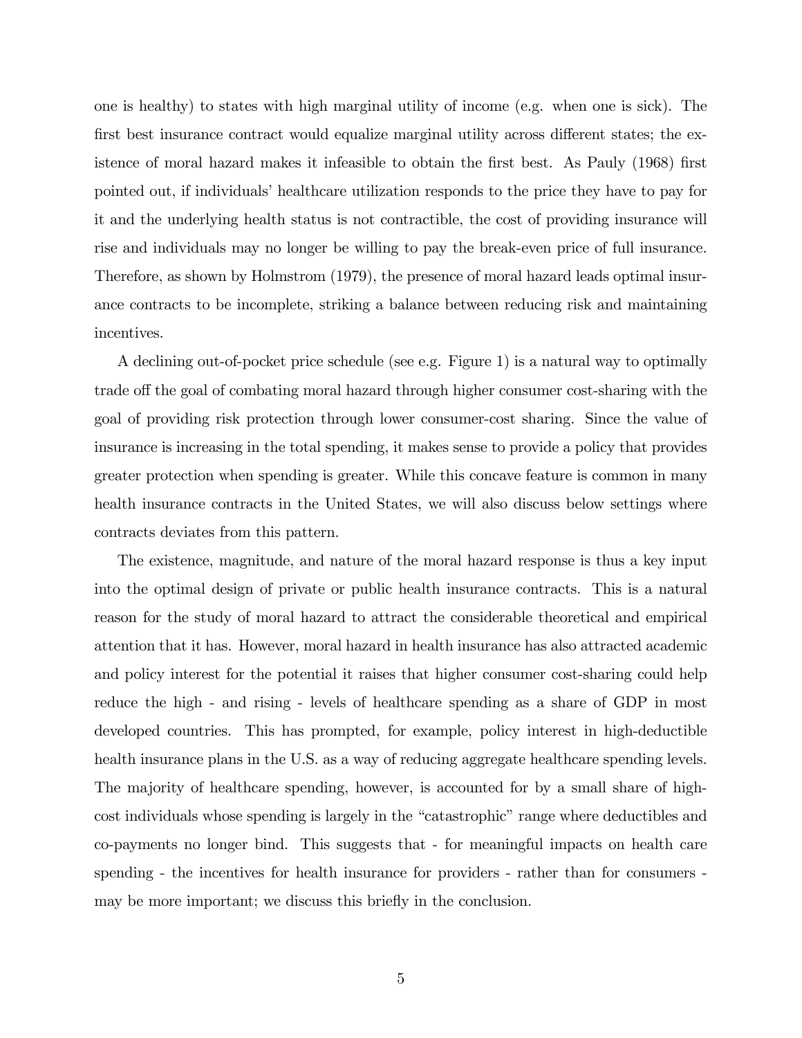one is healthy) to states with high marginal utility of income (e.g. when one is sick). The first best insurance contract would equalize marginal utility across different states; the existence of moral hazard makes it infeasible to obtain the first best. As Pauly (1968) first pointed out, if individuals' healthcare utilization responds to the price they have to pay for it and the underlying health status is not contractible, the cost of providing insurance will rise and individuals may no longer be willing to pay the break-even price of full insurance. Therefore, as shown by Holmstrom (1979), the presence of moral hazard leads optimal insurance contracts to be incomplete, striking a balance between reducing risk and maintaining incentives.

A declining out-of-pocket price schedule (see e.g. Figure 1) is a natural way to optimally trade off the goal of combating moral hazard through higher consumer cost-sharing with the goal of providing risk protection through lower consumer-cost sharing. Since the value of insurance is increasing in the total spending, it makes sense to provide a policy that provides greater protection when spending is greater. While this concave feature is common in many health insurance contracts in the United States, we will also discuss below settings where contracts deviates from this pattern.

The existence, magnitude, and nature of the moral hazard response is thus a key input into the optimal design of private or public health insurance contracts. This is a natural reason for the study of moral hazard to attract the considerable theoretical and empirical attention that it has. However, moral hazard in health insurance has also attracted academic and policy interest for the potential it raises that higher consumer cost-sharing could help reduce the high - and rising - levels of healthcare spending as a share of GDP in most developed countries. This has prompted, for example, policy interest in high-deductible health insurance plans in the U.S. as a way of reducing aggregate healthcare spending levels. The majority of healthcare spending, however, is accounted for by a small share of high-cost individuals whose spending is largely in the "catastrophic" range where deductibles and co-payments no longer bind. This suggests that - for meaningful impacts on health care spending - the incentives for health insurance for providers - rather than for consumers - may be more important; we discuss this briefly in the conclusion.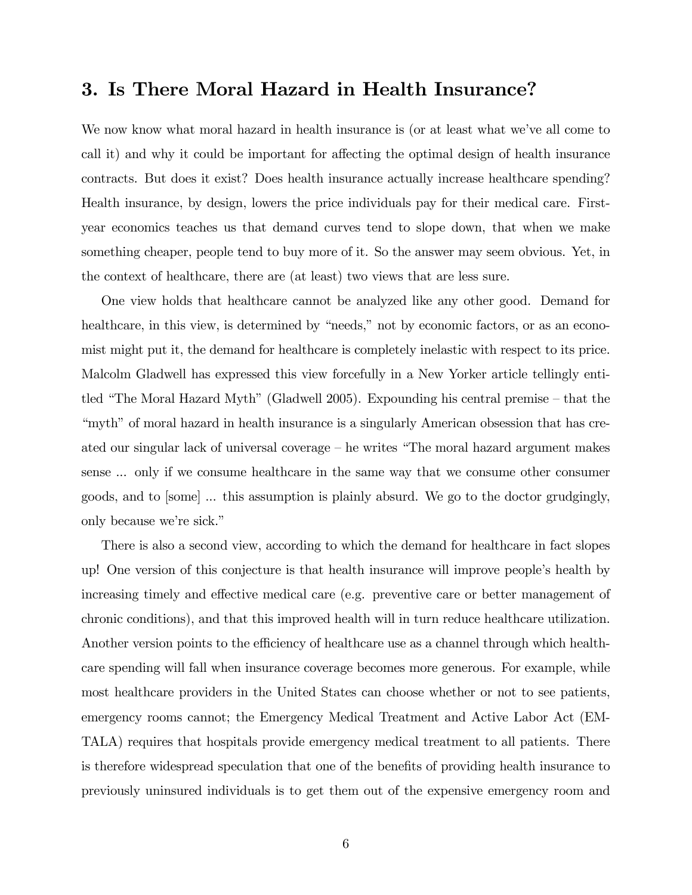## 3. Is There Moral Hazard in Health Insurance?

We now know what moral hazard in health insurance is (or at least what we've all come to call it) and why it could be important for affecting the optimal design of health insurance contracts. But does it exist? Does health insurance actually increase healthcare spending? Health insurance, by design, lowers the price individuals pay for their medical care. First-year economics teaches us that demand curves tend to slope down, that when we make something cheaper, people tend to buy more of it. So the answer may seem obvious. Yet, in the context of healthcare, there are (at least) two views that are less sure.

One view holds that healthcare cannot be analyzed like any other good. Demand for healthcare, in this view, is determined by "needs," not by economic factors, or as an economist might put it, the demand for healthcare is completely inelastic with respect to its price. Malcolm Gladwell has expressed this view forcefully in a New Yorker article tellingly entitled "The Moral Hazard Myth" (Gladwell 2005). Expounding his central premise – that the "myth" of moral hazard in health insurance is a singularly American obsession that has created our singular lack of universal coverage – he writes "The moral hazard argument makes sense ... only if we consume healthcare in the same way that we consume other consumer goods, and to [some] ... this assumption is plainly absurd. We go to the doctor grudgingly, only because we're sick."

There is also a second view, according to which the demand for healthcare in fact slopes up! One version of this conjecture is that health insurance will improve people's health by increasing timely and effective medical care (e.g. preventive care or better management of chronic conditions), and that this improved health will in turn reduce healthcare utilization. Another version points to the efficiency of healthcare use as a channel through which healthcare spending will fall when insurance coverage becomes more generous. For example, while most healthcare providers in the United States can choose whether or not to see patients, emergency rooms cannot; the Emergency Medical Treatment and Active Labor Act (EMTALA) requires that hospitals provide emergency medical treatment to all patients. There is therefore widespread speculation that one of the benefits of providing health insurance to previously uninsured individuals is to get them out of the expensive emergency room and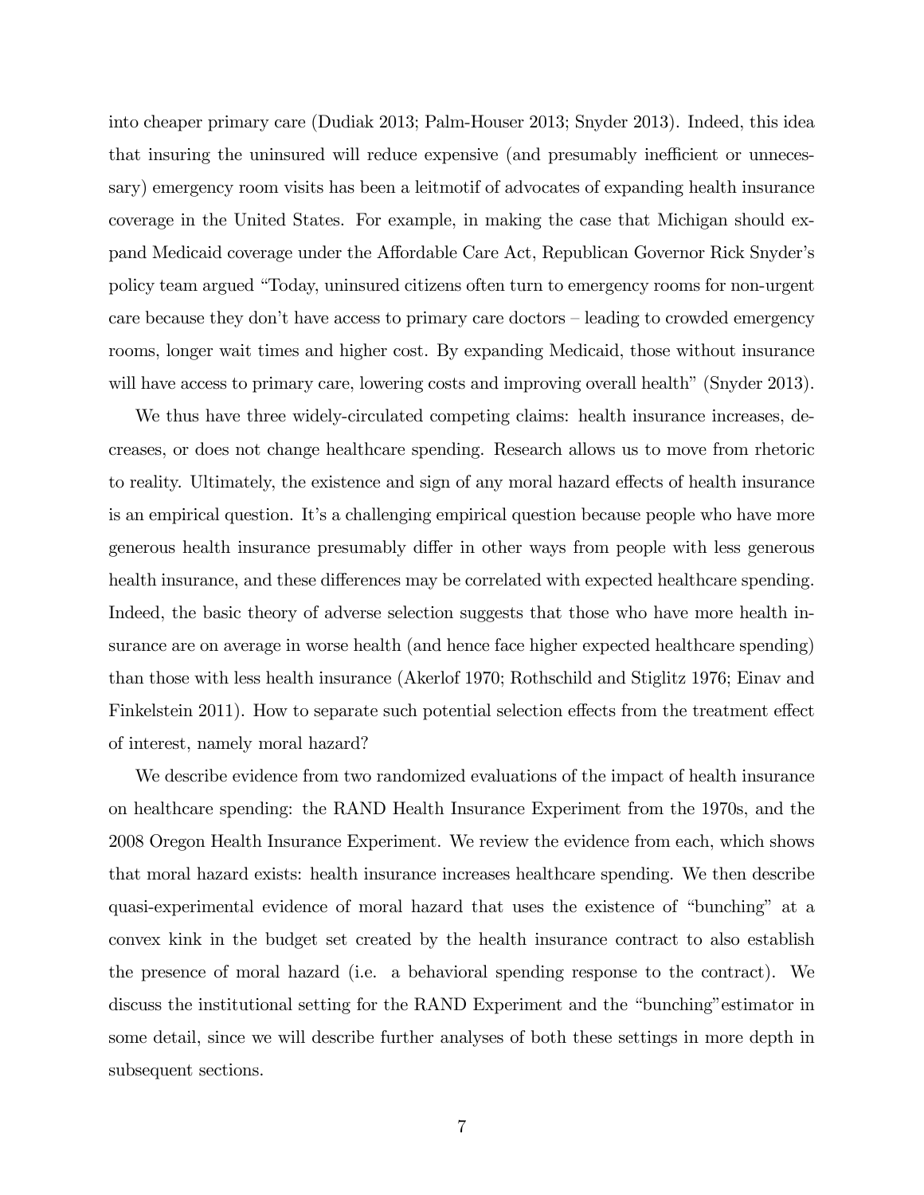into cheaper primary care (Dudiak 2013; Palm-Houser 2013; Snyder 2013). Indeed, this idea that insuring the uninsured will reduce expensive (and presumably inefficient or unnecessary) emergency room visits has been a leitmotif of advocates of expanding health insurance coverage in the United States. For example, in making the case that Michigan should expand Medicaid coverage under the Affordable Care Act, Republican Governor Rick Snyder's policy team argued "Today, uninsured citizens often turn to emergency rooms for non-urgent care because they don't have access to primary care doctors – leading to crowded emergency rooms, longer wait times and higher cost. By expanding Medicaid, those without insurance will have access to primary care, lowering costs and improving overall health" (Snyder 2013).

We thus have three widely-circulated competing claims: health insurance increases, decreases, or does not change healthcare spending. Research allows us to move from rhetoric to reality. Ultimately, the existence and sign of any moral hazard effects of health insurance is an empirical question. It's a challenging empirical question because people who have more generous health insurance presumably differ in other ways from people with less generous health insurance, and these differences may be correlated with expected healthcare spending. Indeed, the basic theory of adverse selection suggests that those who have more health insurance are on average in worse health (and hence face higher expected healthcare spending) than those with less health insurance (Akerlof 1970; Rothschild and Stiglitz 1976; Einav and Finkelstein 2011). How to separate such potential selection effects from the treatment effect of interest, namely moral hazard?

We describe evidence from two randomized evaluations of the impact of health insurance on healthcare spending: the RAND Health Insurance Experiment from the 1970s, and the 2008 Oregon Health Insurance Experiment. We review the evidence from each, which shows that moral hazard exists: health insurance increases healthcare spending. We then describe quasi-experimental evidence of moral hazard that uses the existence of "bunching" at a convex kink in the budget set created by the health insurance contract to also establish the presence of moral hazard (i.e. a behavioral spending response to the contract). We discuss the institutional setting for the RAND Experiment and the "bunching"estimator in some detail, since we will describe further analyses of both these settings in more depth in subsequent sections.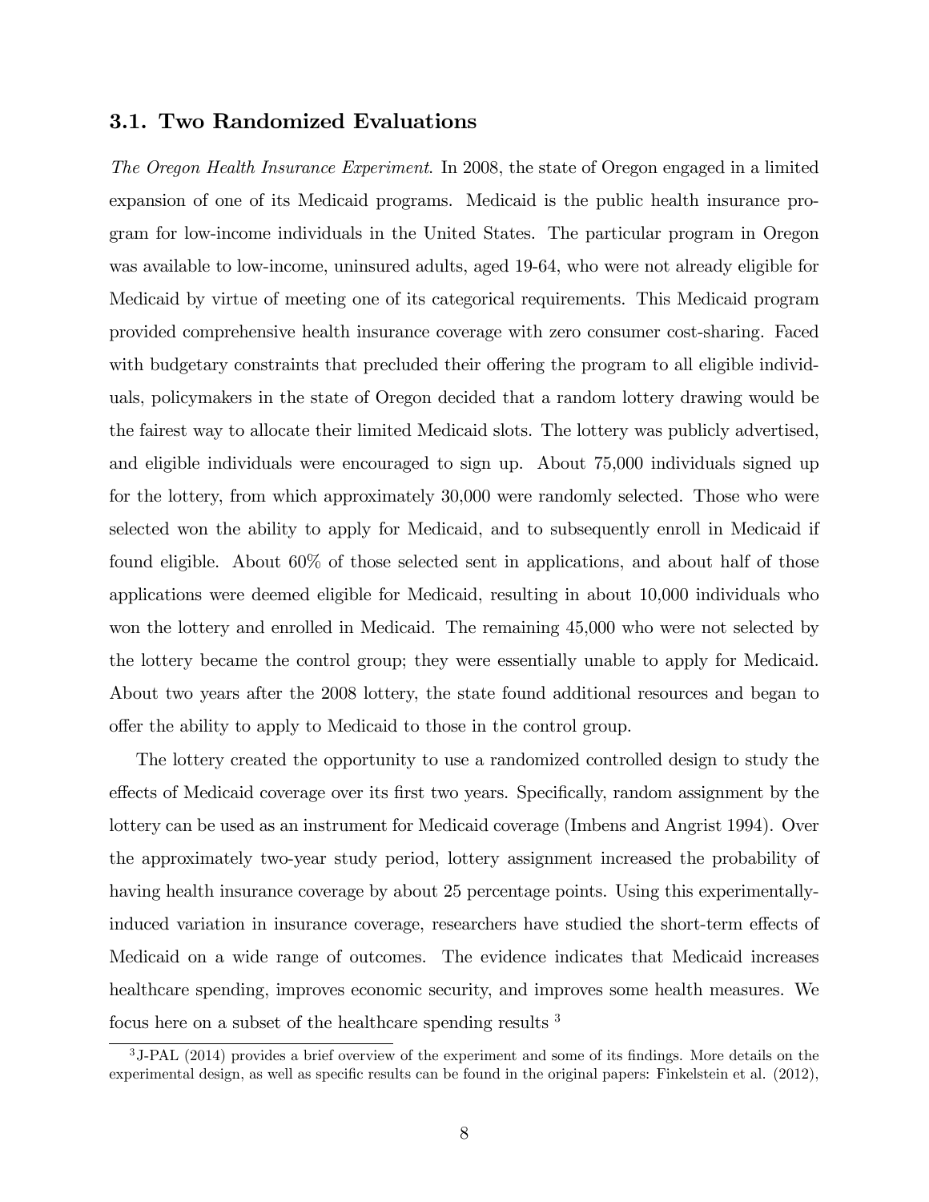### 3.1. Two Randomized Evaluations

*The Oregon Health Insurance Experiment*. In 2008, the state of Oregon engaged in a limited expansion of one of its Medicaid programs. Medicaid is the public health insurance program for low-income individuals in the United States. The particular program in Oregon was available to low-income, uninsured adults, aged 19-64, who were not already eligible for Medicaid by virtue of meeting one of its categorical requirements. This Medicaid program provided comprehensive health insurance coverage with zero consumer cost-sharing. Faced with budgetary constraints that precluded their offering the program to all eligible individuals, policymakers in the state of Oregon decided that a random lottery drawing would be the fairest way to allocate their limited Medicaid slots. The lottery was publicly advertised, and eligible individuals were encouraged to sign up. About 75,000 individuals signed up for the lottery, from which approximately 30,000 were randomly selected. Those who were selected won the ability to apply for Medicaid, and to subsequently enroll in Medicaid if found eligible. About 60% of those selected sent in applications, and about half of those applications were deemed eligible for Medicaid, resulting in about 10,000 individuals who won the lottery and enrolled in Medicaid. The remaining 45,000 who were not selected by the lottery became the control group; they were essentially unable to apply for Medicaid. About two years after the 2008 lottery, the state found additional resources and began to offer the ability to apply to Medicaid to those in the control group.

The lottery created the opportunity to use a randomized controlled design to study the effects of Medicaid coverage over its first two years. Specifically, random assignment by the lottery can be used as an instrument for Medicaid coverage (Imbens and Angrist 1994). Over the approximately two-year study period, lottery assignment increased the probability of having health insurance coverage by about 25 percentage points. Using this experimentally-induced variation in insurance coverage, researchers have studied the short-term effects of Medicaid on a wide range of outcomes. The evidence indicates that Medicaid increases healthcare spending, improves economic security, and improves some health measures. We focus here on a subset of the healthcare spending results [3]

[3] J-PAL (2014) provides a brief overview of the experiment and some of its findings. More details on the experimental design, as well as specific results can be found in the original papers: Finkelstein et al. (2012),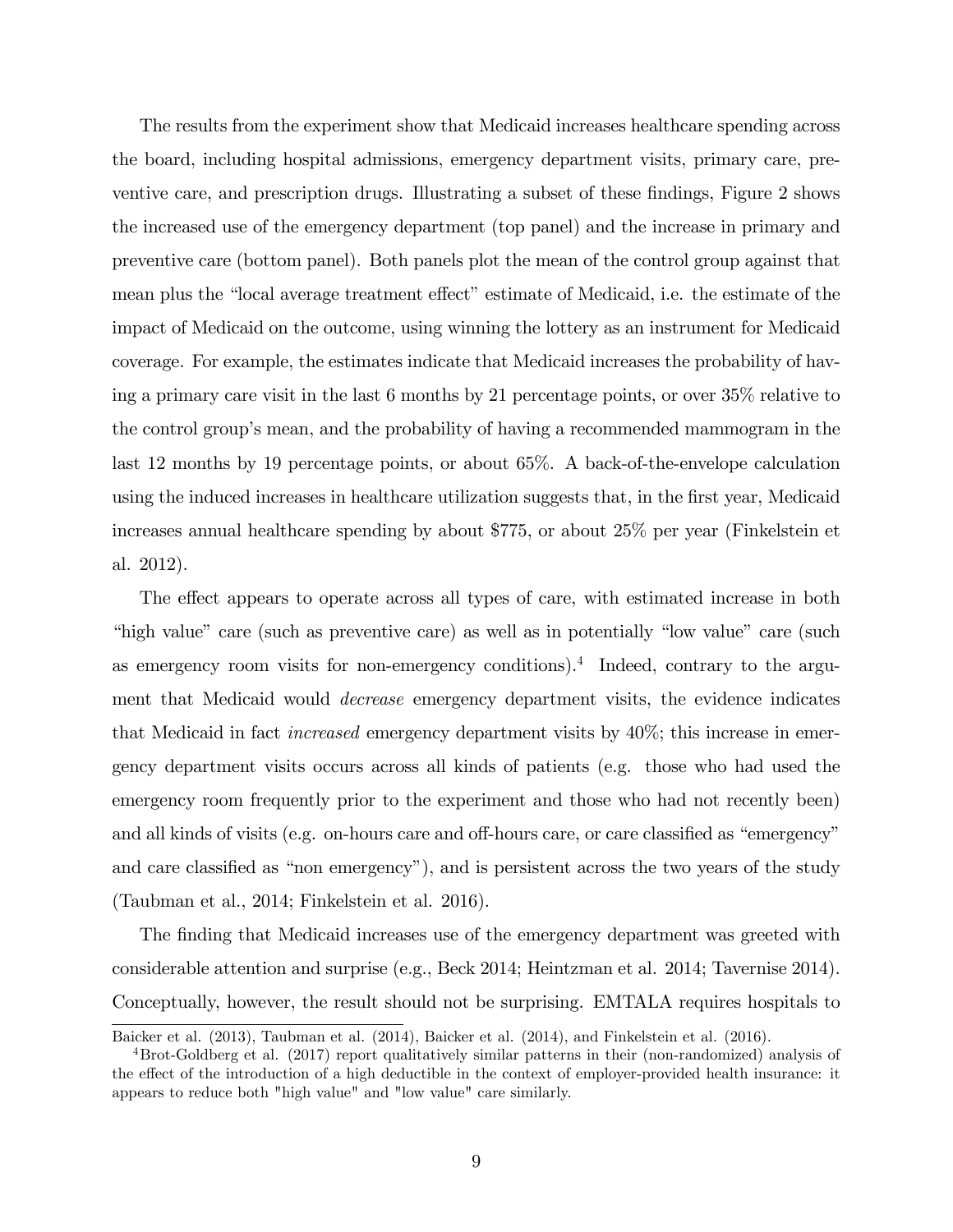The results from the experiment show that Medicaid increases healthcare spending across the board, including hospital admissions, emergency department visits, primary care, preventive care, and prescription drugs. Illustrating a subset of these findings, Figure 2 shows the increased use of the emergency department (top panel) and the increase in primary and preventive care (bottom panel). Both panels plot the mean of the control group against that mean plus the "local average treatment effect" estimate of Medicaid, i.e. the estimate of the impact of Medicaid on the outcome, using winning the lottery as an instrument for Medicaid coverage. For example, the estimates indicate that Medicaid increases the probability of having a primary care visit in the last 6 months by 21 percentage points, or over 35% relative to the control group's mean, and the probability of having a recommended mammogram in the last 12 months by 19 percentage points, or about 65%. A back-of-the-envelope calculation using the induced increases in healthcare utilization suggests that, in the first year, Medicaid increases annual healthcare spending by about $775, or about 25% per year (Finkelstein et al. 2012).

The effect appears to operate across all types of care, with estimated increase in both "high value" care (such as preventive care) as well as in potentially "low value" care (such as emergency room visits for non-emergency conditions).[4] Indeed, contrary to the argument that Medicaid would *decrease* emergency department visits, the evidence indicates that Medicaid in fact *increased* emergency department visits by 40%; this increase in emergency department visits occurs across all kinds of patients (e.g. those who had used the emergency room frequently prior to the experiment and those who had not recently been) and all kinds of visits (e.g. on-hours care and off-hours care, or care classified as "emergency" and care classified as "non emergency"), and is persistent across the two years of the study (Taubman et al., 2014; Finkelstein et al. 2016).

The finding that Medicaid increases use of the emergency department was greeted with considerable attention and surprise (e.g., Beck 2014; Heintzman et al. 2014; Tavernise 2014). Conceptually, however, the result should not be surprising. EMTALA requires hospitals to

Baicker et al. (2013), Taubman et al. (2014), Baicker et al. (2014), and Finkelstein et al. (2016).

[4] Brot-Goldberg et al. (2017) report qualitatively similar patterns in their (non-randomized) analysis of the effect of the introduction of a high deductible in the context of employer-provided health insurance: it appears to reduce both "high value" and "low value" care similarly.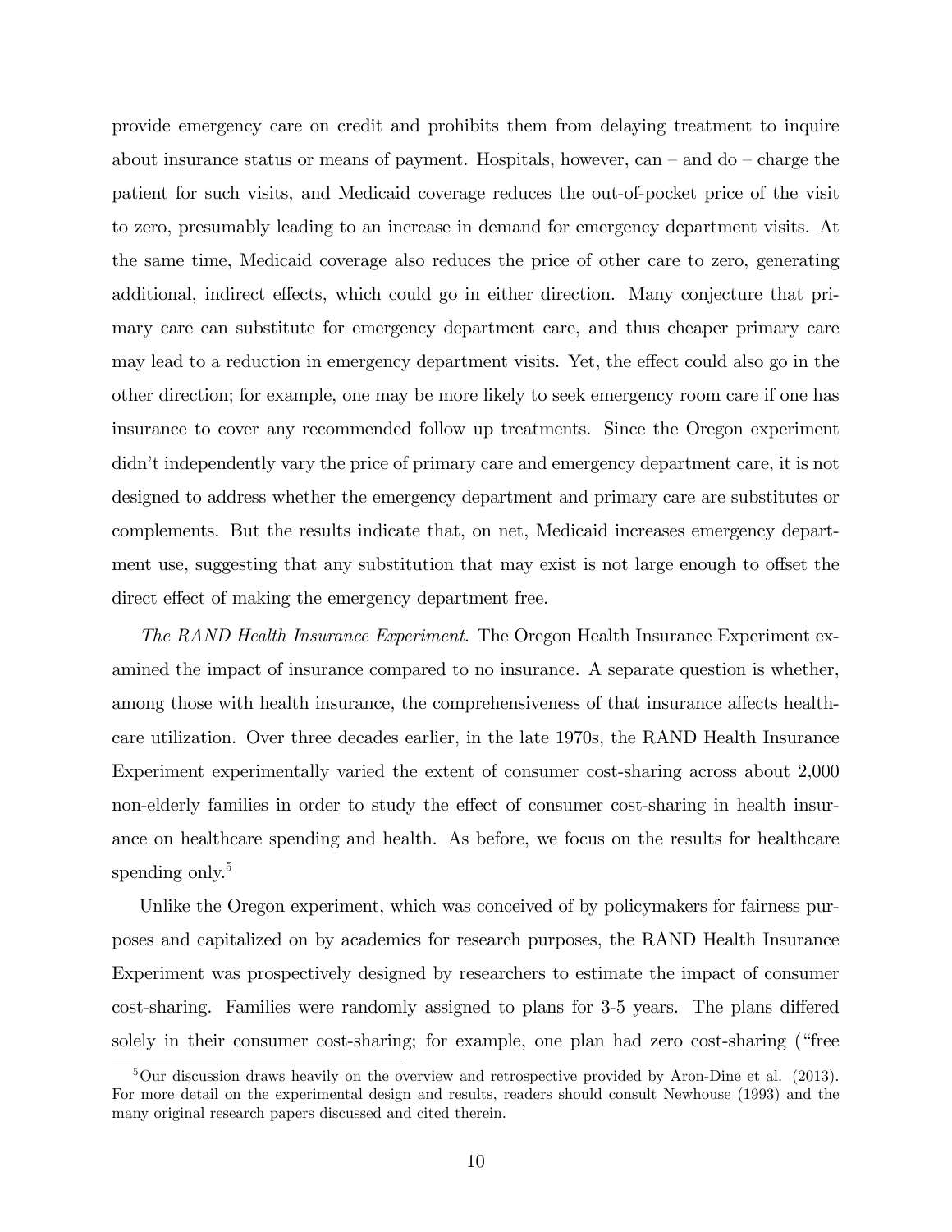provide emergency care on credit and prohibits them from delaying treatment to inquire about insurance status or means of payment. Hospitals, however, can – and do – charge the patient for such visits, and Medicaid coverage reduces the out-of-pocket price of the visit to zero, presumably leading to an increase in demand for emergency department visits. At the same time, Medicaid coverage also reduces the price of other care to zero, generating additional, indirect effects, which could go in either direction. Many conjecture that primary care can substitute for emergency department care, and thus cheaper primary care may lead to a reduction in emergency department visits. Yet, the effect could also go in the other direction; for example, one may be more likely to seek emergency room care if one has insurance to cover any recommended follow up treatments. Since the Oregon experiment didn't independently vary the price of primary care and emergency department care, it is not designed to address whether the emergency department and primary care are substitutes or complements. But the results indicate that, on net, Medicaid increases emergency department use, suggesting that any substitution that may exist is not large enough to offset the direct effect of making the emergency department free.

*The RAND Health Insurance Experiment.* The Oregon Health Insurance Experiment examined the impact of insurance compared to no insurance. A separate question is whether, among those with health insurance, the comprehensiveness of that insurance affects healthcare utilization. Over three decades earlier, in the late 1970s, the RAND Health Insurance Experiment experimentally varied the extent of consumer cost-sharing across about 2,000 non-elderly families in order to study the effect of consumer cost-sharing in health insurance on healthcare spending and health. As before, we focus on the results for healthcare spending only.[5]

Unlike the Oregon experiment, which was conceived of by policymakers for fairness purposes and capitalized on by academics for research purposes, the RAND Health Insurance Experiment was prospectively designed by researchers to estimate the impact of consumer cost-sharing. Families were randomly assigned to plans for 3-5 years. The plans differed solely in their consumer cost-sharing; for example, one plan had zero cost-sharing ("free

[5] Our discussion draws heavily on the overview and retrospective provided by Aron-Dine et al. (2013). For more detail on the experimental design and results, readers should consult Newhouse (1993) and the many original research papers discussed and cited therein.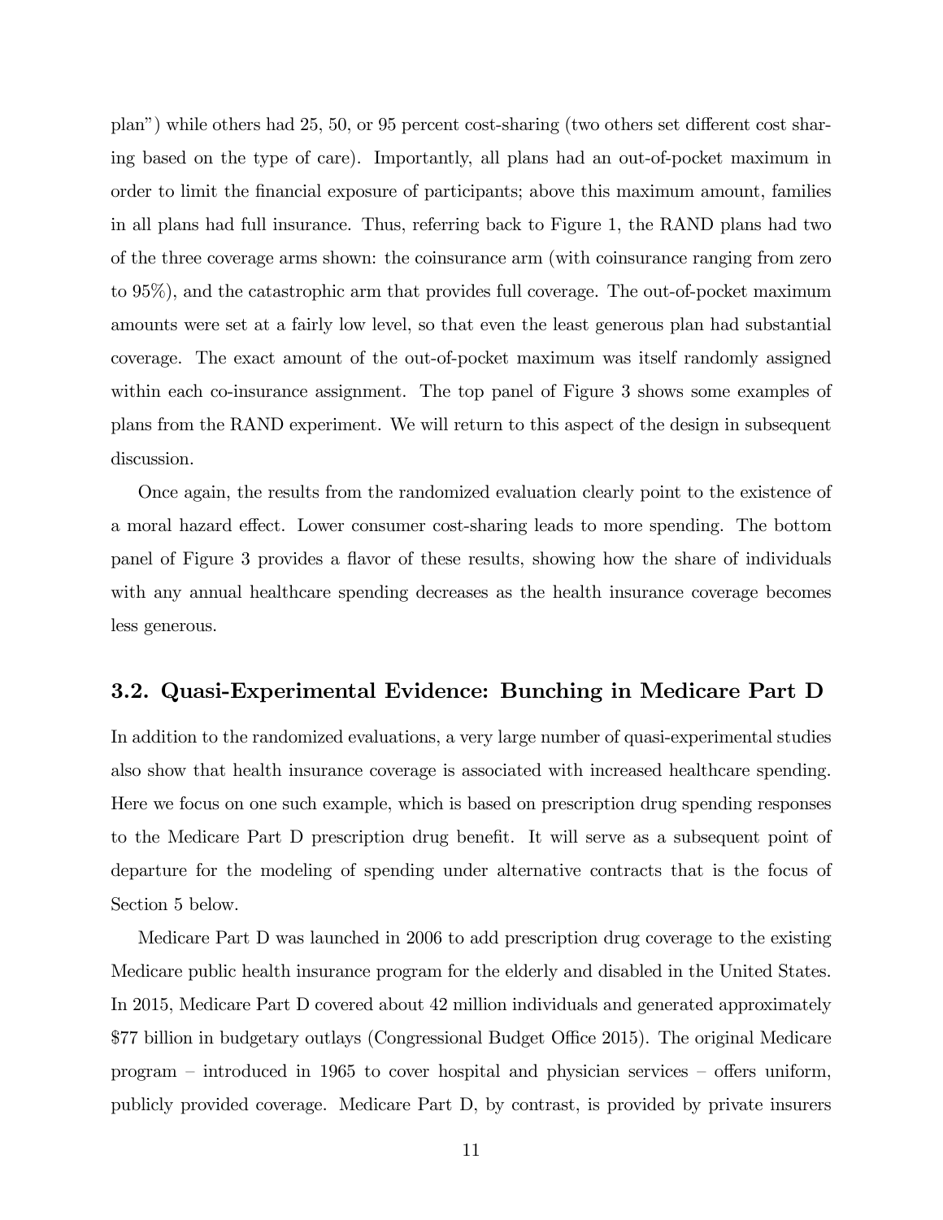plan") while others had 25, 50, or 95 percent cost-sharing (two others set different cost sharing based on the type of care). Importantly, all plans had an out-of-pocket maximum in order to limit the financial exposure of participants; above this maximum amount, families in all plans had full insurance. Thus, referring back to Figure 1, the RAND plans had two of the three coverage arms shown: the coinsurance arm (with coinsurance ranging from zero to 95%), and the catastrophic arm that provides full coverage. The out-of-pocket maximum amounts were set at a fairly low level, so that even the least generous plan had substantial coverage. The exact amount of the out-of-pocket maximum was itself randomly assigned within each co-insurance assignment. The top panel of Figure 3 shows some examples of plans from the RAND experiment. We will return to this aspect of the design in subsequent discussion.

Once again, the results from the randomized evaluation clearly point to the existence of a moral hazard effect. Lower consumer cost-sharing leads to more spending. The bottom panel of Figure 3 provides a flavor of these results, showing how the share of individuals with any annual healthcare spending decreases as the health insurance coverage becomes less generous.

### 3.2. Quasi-Experimental Evidence: Bunching in Medicare Part D

In addition to the randomized evaluations, a very large number of quasi-experimental studies also show that health insurance coverage is associated with increased healthcare spending. Here we focus on one such example, which is based on prescription drug spending responses to the Medicare Part D prescription drug benefit. It will serve as a subsequent point of departure for the modeling of spending under alternative contracts that is the focus of Section 5 below.

Medicare Part D was launched in 2006 to add prescription drug coverage to the existing Medicare public health insurance program for the elderly and disabled in the United States. In 2015, Medicare Part D covered about 42 million individuals and generated approximately $77 billion in budgetary outlays (Congressional Budget Office 2015). The original Medicare program – introduced in 1965 to cover hospital and physician services – offers uniform, publicly provided coverage. Medicare Part D, by contrast, is provided by private insurers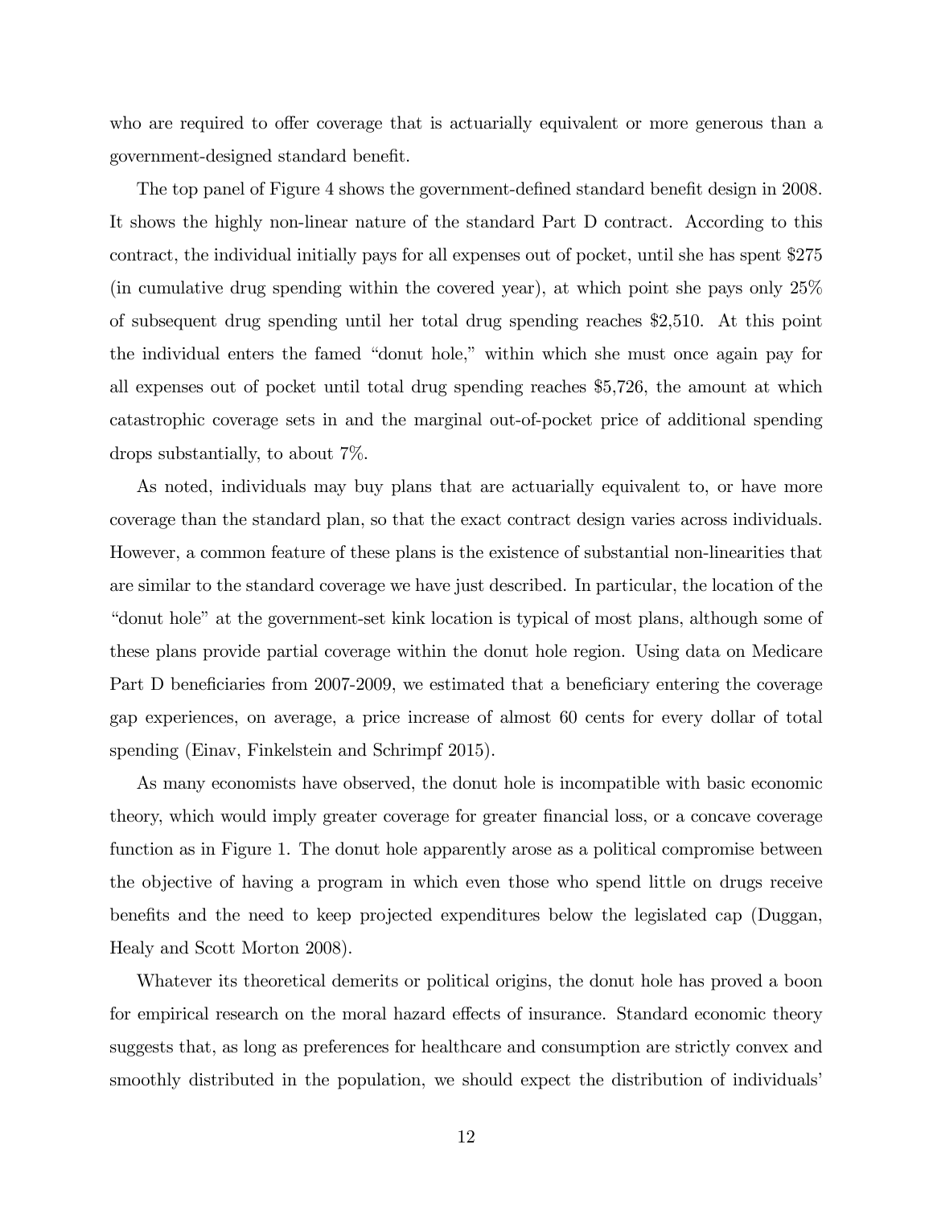who are required to offer coverage that is actuarially equivalent or more generous than a government-designed standard benefit.

The top panel of Figure 4 shows the government-defined standard benefit design in 2008. It shows the highly non-linear nature of the standard Part D contract. According to this contract, the individual initially pays for all expenses out of pocket, until she has spent \$275 (in cumulative drug spending within the covered year), at which point she pays only 25% of subsequent drug spending until her total drug spending reaches \$2,510. At this point the individual enters the famed "donut hole," within which she must once again pay for all expenses out of pocket until total drug spending reaches \$5,726, the amount at which catastrophic coverage sets in and the marginal out-of-pocket price of additional spending drops substantially, to about 7%.

As noted, individuals may buy plans that are actuarially equivalent to, or have more coverage than the standard plan, so that the exact contract design varies across individuals. However, a common feature of these plans is the existence of substantial non-linearities that are similar to the standard coverage we have just described. In particular, the location of the "donut hole" at the government-set kink location is typical of most plans, although some of these plans provide partial coverage within the donut hole region. Using data on Medicare Part D beneficiaries from 2007-2009, we estimated that a beneficiary entering the coverage gap experiences, on average, a price increase of almost 60 cents for every dollar of total spending (Einav, Finkelstein and Schrimpf 2015).

As many economists have observed, the donut hole is incompatible with basic economic theory, which would imply greater coverage for greater financial loss, or a concave coverage function as in Figure 1. The donut hole apparently arose as a political compromise between the objective of having a program in which even those who spend little on drugs receive benefits and the need to keep projected expenditures below the legislated cap (Duggan, Healy and Scott Morton 2008).

Whatever its theoretical demerits or political origins, the donut hole has proved a boon for empirical research on the moral hazard effects of insurance. Standard economic theory suggests that, as long as preferences for healthcare and consumption are strictly convex and smoothly distributed in the population, we should expect the distribution of individuals'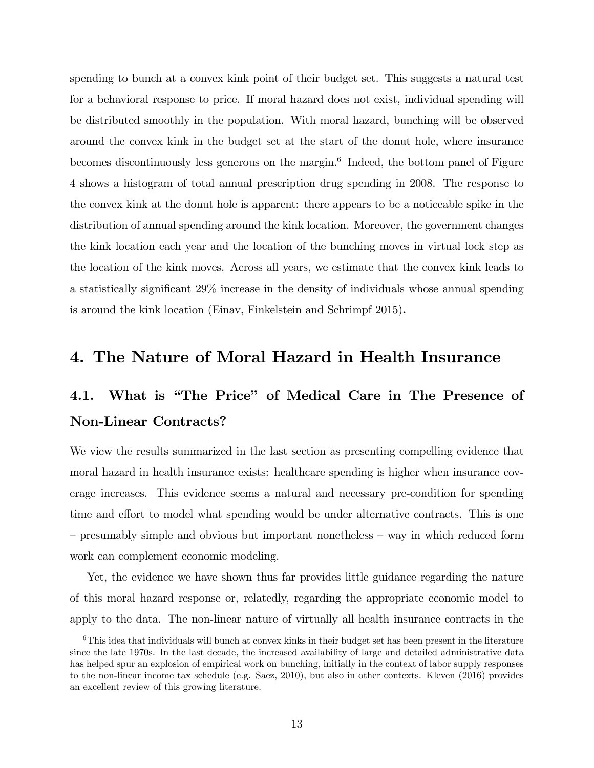spending to bunch at a convex kink point of their budget set. This suggests a natural test for a behavioral response to price. If moral hazard does not exist, individual spending will be distributed smoothly in the population. With moral hazard, bunching will be observed around the convex kink in the budget set at the start of the donut hole, where insurance becomes discontinuously less generous on the margin.[6] Indeed, the bottom panel of Figure 4 shows a histogram of total annual prescription drug spending in 2008. The response to the convex kink at the donut hole is apparent: there appears to be a noticeable spike in the distribution of annual spending around the kink location. Moreover, the government changes the kink location each year and the location of the bunching moves in virtual lock step as the location of the kink moves. Across all years, we estimate that the convex kink leads to a statistically significant 29% increase in the density of individuals whose annual spending is around the kink location (Einav, Finkelstein and Schrimpf 2015).

# 4. The Nature of Moral Hazard in Health Insurance

## 4.1. What is "The Price" of Medical Care in The Presence of Non-Linear Contracts?

We view the results summarized in the last section as presenting compelling evidence that moral hazard in health insurance exists: healthcare spending is higher when insurance coverage increases. This evidence seems a natural and necessary pre-condition for spending time and effort to model what spending would be under alternative contracts. This is one – presumably simple and obvious but important nonetheless – way in which reduced form work can complement economic modeling.

Yet, the evidence we have shown thus far provides little guidance regarding the nature of this moral hazard response or, relatedly, regarding the appropriate economic model to apply to the data. The non-linear nature of virtually all health insurance contracts in the

[6] This idea that individuals will bunch at convex kinks in their budget set has been present in the literature since the late 1970s. In the last decade, the increased availability of large and detailed administrative data has helped spur an explosion of empirical work on bunching, initially in the context of labor supply responses to the non-linear income tax schedule (e.g. Saez, 2010), but also in other contexts. Kleven (2016) provides an excellent review of this growing literature.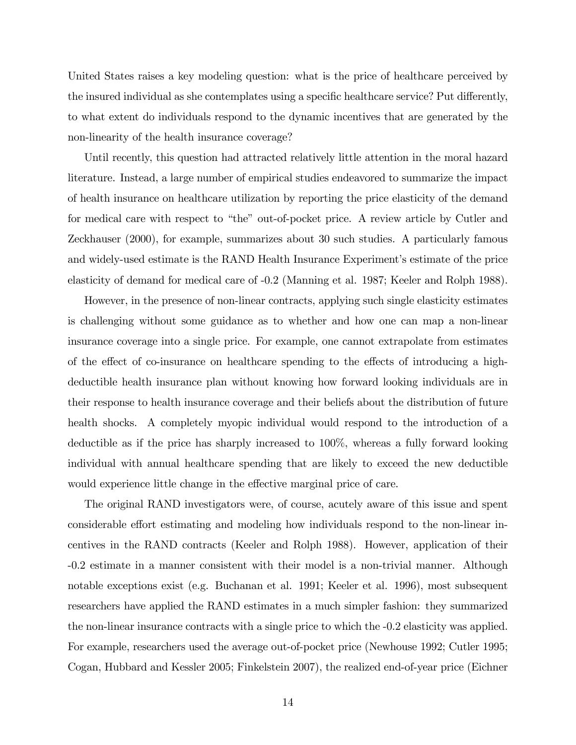United States raises a key modeling question: what is the price of healthcare perceived by the insured individual as she contemplates using a specific healthcare service? Put differently, to what extent do individuals respond to the dynamic incentives that are generated by the non-linearity of the health insurance coverage?

Until recently, this question had attracted relatively little attention in the moral hazard literature. Instead, a large number of empirical studies endeavored to summarize the impact of health insurance on healthcare utilization by reporting the price elasticity of the demand for medical care with respect to "the" out-of-pocket price. A review article by Cutler and Zeckhauser (2000), for example, summarizes about 30 such studies. A particularly famous and widely-used estimate is the RAND Health Insurance Experiment's estimate of the price elasticity of demand for medical care of -0.2 (Manning et al. 1987; Keeler and Rolph 1988).

However, in the presence of non-linear contracts, applying such single elasticity estimates is challenging without some guidance as to whether and how one can map a non-linear insurance coverage into a single price. For example, one cannot extrapolate from estimates of the effect of co-insurance on healthcare spending to the effects of introducing a high-deductible health insurance plan without knowing how forward looking individuals are in their response to health insurance coverage and their beliefs about the distribution of future health shocks. A completely myopic individual would respond to the introduction of a deductible as if the price has sharply increased to 100%, whereas a fully forward looking individual with annual healthcare spending that are likely to exceed the new deductible would experience little change in the effective marginal price of care.

The original RAND investigators were, of course, acutely aware of this issue and spent considerable effort estimating and modeling how individuals respond to the non-linear incentives in the RAND contracts (Keeler and Rolph 1988). However, application of their -0.2 estimate in a manner consistent with their model is a non-trivial manner. Although notable exceptions exist (e.g. Buchanan et al. 1991; Keeler et al. 1996), most subsequent researchers have applied the RAND estimates in a much simpler fashion: they summarized the non-linear insurance contracts with a single price to which the -0.2 elasticity was applied. For example, researchers used the average out-of-pocket price (Newhouse 1992; Cutler 1995; Cogan, Hubbard and Kessler 2005; Finkelstein 2007), the realized end-of-year price (Eichner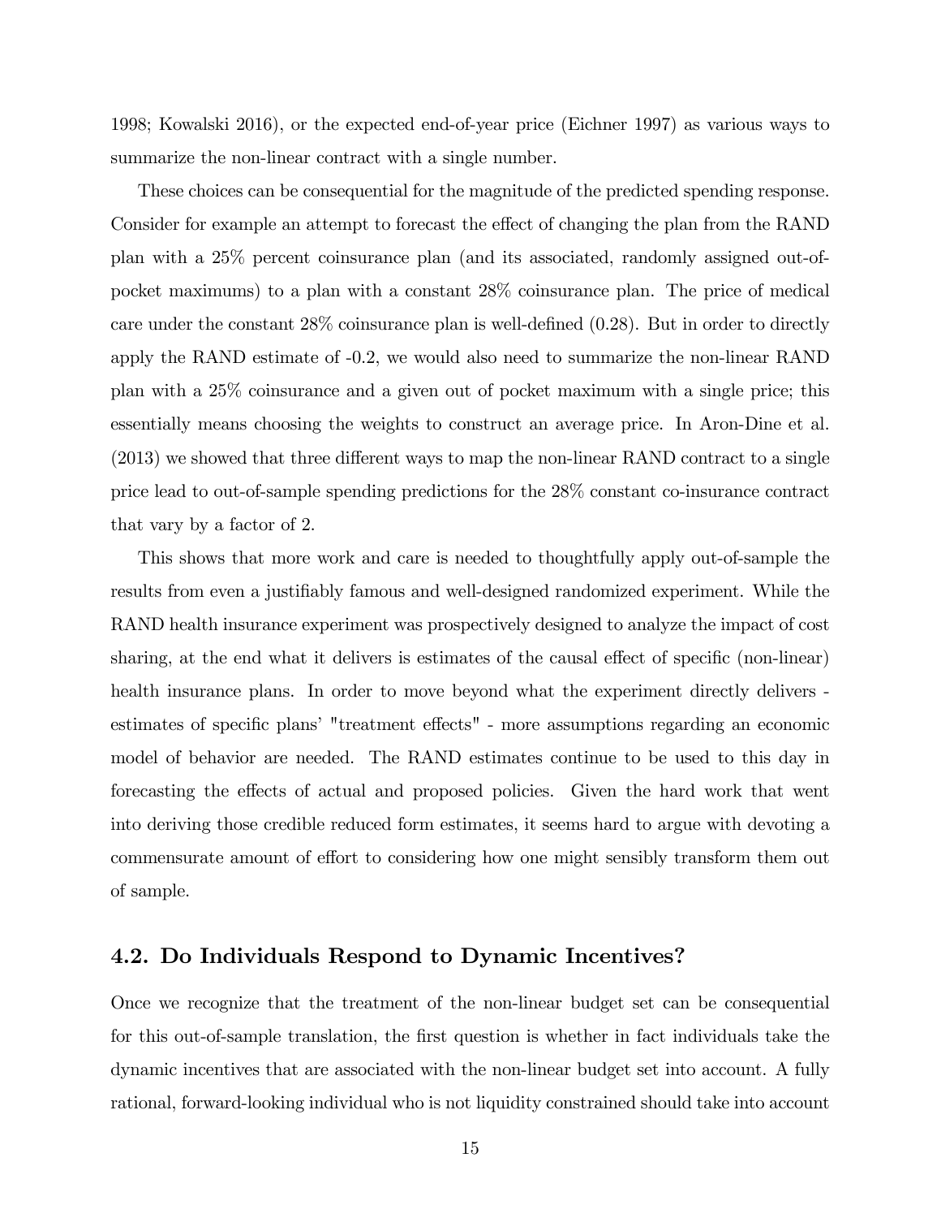1998; Kowalski 2016), or the expected end-of-year price (Eichner 1997) as various ways to summarize the non-linear contract with a single number.

These choices can be consequential for the magnitude of the predicted spending response. Consider for example an attempt to forecast the effect of changing the plan from the RAND plan with a 25% percent coinsurance plan (and its associated, randomly assigned out-of-pocket maximums) to a plan with a constant 28% coinsurance plan. The price of medical care under the constant 28% coinsurance plan is well-defined (0.28). But in order to directly apply the RAND estimate of -0.2, we would also need to summarize the non-linear RAND plan with a 25% coinsurance and a given out of pocket maximum with a single price; this essentially means choosing the weights to construct an average price. In Aron-Dine et al. (2013) we showed that three different ways to map the non-linear RAND contract to a single price lead to out-of-sample spending predictions for the 28% constant co-insurance contract that vary by a factor of 2.

This shows that more work and care is needed to thoughtfully apply out-of-sample the results from even a justifiably famous and well-designed randomized experiment. While the RAND health insurance experiment was prospectively designed to analyze the impact of cost sharing, at the end what it delivers is estimates of the causal effect of specific (non-linear) health insurance plans. In order to move beyond what the experiment directly delivers - estimates of specific plans' "treatment effects" - more assumptions regarding an economic model of behavior are needed. The RAND estimates continue to be used to this day in forecasting the effects of actual and proposed policies. Given the hard work that went into deriving those credible reduced form estimates, it seems hard to argue with devoting a commensurate amount of effort to considering how one might sensibly transform them out of sample.

## 4.2. Do Individuals Respond to Dynamic Incentives?

Once we recognize that the treatment of the non-linear budget set can be consequential for this out-of-sample translation, the first question is whether in fact individuals take the dynamic incentives that are associated with the non-linear budget set into account. A fully rational, forward-looking individual who is not liquidity constrained should take into account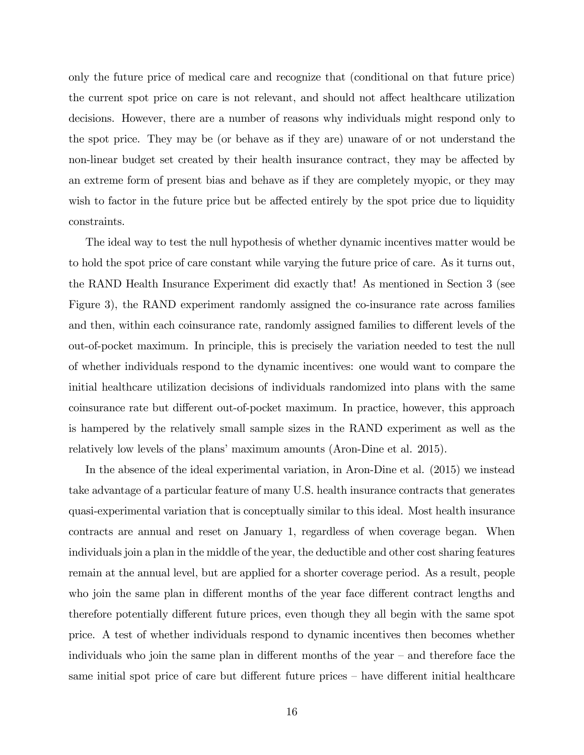only the future price of medical care and recognize that (conditional on that future price) the current spot price on care is not relevant, and should not affect healthcare utilization decisions. However, there are a number of reasons why individuals might respond only to the spot price. They may be (or behave as if they are) unaware of or not understand the non-linear budget set created by their health insurance contract, they may be affected by an extreme form of present bias and behave as if they are completely myopic, or they may wish to factor in the future price but be affected entirely by the spot price due to liquidity constraints.

The ideal way to test the null hypothesis of whether dynamic incentives matter would be to hold the spot price of care constant while varying the future price of care. As it turns out, the RAND Health Insurance Experiment did exactly that! As mentioned in Section 3 (see Figure 3), the RAND experiment randomly assigned the co-insurance rate across families and then, within each coinsurance rate, randomly assigned families to different levels of the out-of-pocket maximum. In principle, this is precisely the variation needed to test the null of whether individuals respond to the dynamic incentives: one would want to compare the initial healthcare utilization decisions of individuals randomized into plans with the same coinsurance rate but different out-of-pocket maximum. In practice, however, this approach is hampered by the relatively small sample sizes in the RAND experiment as well as the relatively low levels of the plans' maximum amounts (Aron-Dine et al. 2015).

In the absence of the ideal experimental variation, in Aron-Dine et al. (2015) we instead take advantage of a particular feature of many U.S. health insurance contracts that generates quasi-experimental variation that is conceptually similar to this ideal. Most health insurance contracts are annual and reset on January 1, regardless of when coverage began. When individuals join a plan in the middle of the year, the deductible and other cost sharing features remain at the annual level, but are applied for a shorter coverage period. As a result, people who join the same plan in different months of the year face different contract lengths and therefore potentially different future prices, even though they all begin with the same spot price. A test of whether individuals respond to dynamic incentives then becomes whether individuals who join the same plan in different months of the year – and therefore face the same initial spot price of care but different future prices – have different initial healthcare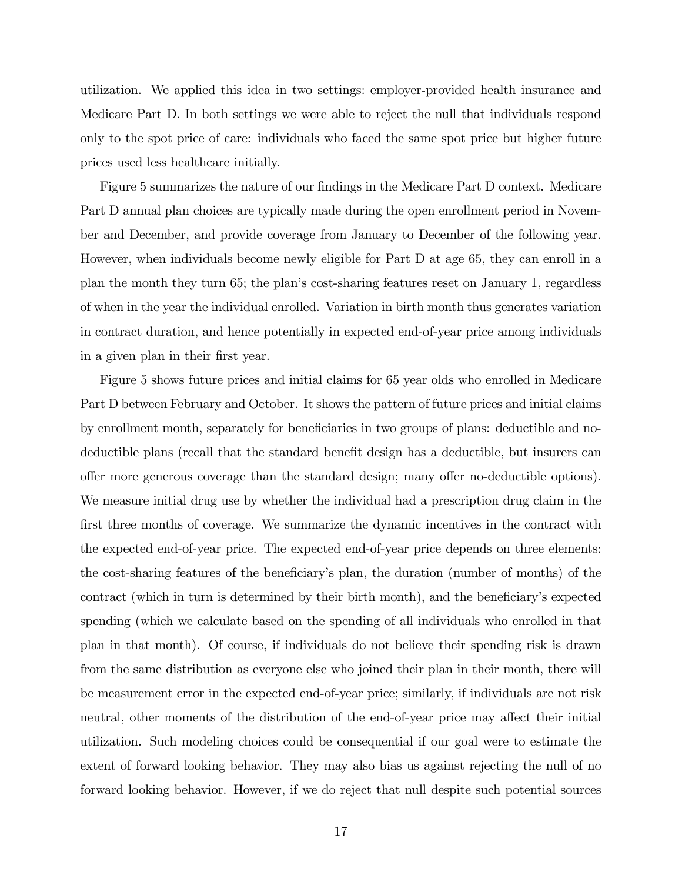utilization. We applied this idea in two settings: employer-provided health insurance and Medicare Part D. In both settings we were able to reject the null that individuals respond only to the spot price of care: individuals who faced the same spot price but higher future prices used less healthcare initially.

Figure 5 summarizes the nature of our findings in the Medicare Part D context. Medicare Part D annual plan choices are typically made during the open enrollment period in November and December, and provide coverage from January to December of the following year. However, when individuals become newly eligible for Part D at age 65, they can enroll in a plan the month they turn 65; the plan's cost-sharing features reset on January 1, regardless of when in the year the individual enrolled. Variation in birth month thus generates variation in contract duration, and hence potentially in expected end-of-year price among individuals in a given plan in their first year.

Figure 5 shows future prices and initial claims for 65 year olds who enrolled in Medicare Part D between February and October. It shows the pattern of future prices and initial claims by enrollment month, separately for beneficiaries in two groups of plans: deductible and no-deductible plans (recall that the standard benefit design has a deductible, but insurers can offer more generous coverage than the standard design; many offer no-deductible options). We measure initial drug use by whether the individual had a prescription drug claim in the first three months of coverage. We summarize the dynamic incentives in the contract with the expected end-of-year price. The expected end-of-year price depends on three elements: the cost-sharing features of the beneficiary's plan, the duration (number of months) of the contract (which in turn is determined by their birth month), and the beneficiary's expected spending (which we calculate based on the spending of all individuals who enrolled in that plan in that month). Of course, if individuals do not believe their spending risk is drawn from the same distribution as everyone else who joined their plan in their month, there will be measurement error in the expected end-of-year price; similarly, if individuals are not risk neutral, other moments of the distribution of the end-of-year price may affect their initial utilization. Such modeling choices could be consequential if our goal were to estimate the extent of forward looking behavior. They may also bias us against rejecting the null of no forward looking behavior. However, if we do reject that null despite such potential sources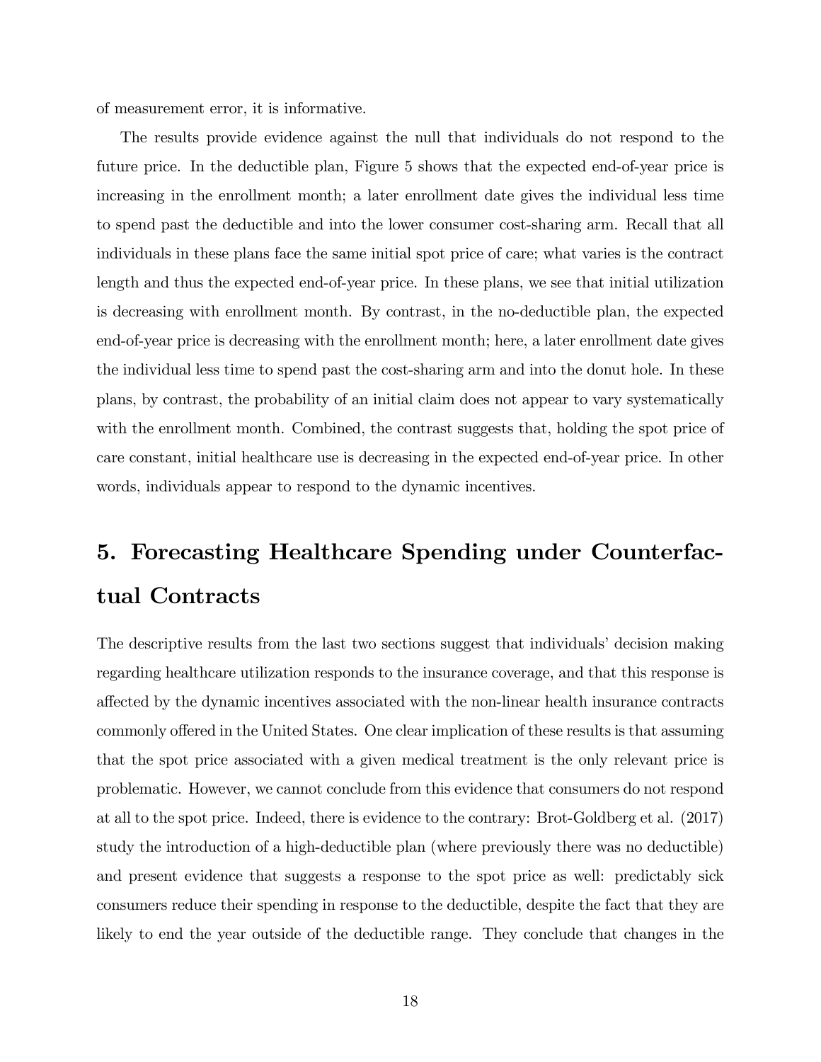of measurement error, it is informative.

The results provide evidence against the null that individuals do not respond to the future price. In the deductible plan, Figure 5 shows that the expected end-of-year price is increasing in the enrollment month; a later enrollment date gives the individual less time to spend past the deductible and into the lower consumer cost-sharing arm. Recall that all individuals in these plans face the same initial spot price of care; what varies is the contract length and thus the expected end-of-year price. In these plans, we see that initial utilization is decreasing with enrollment month. By contrast, in the no-deductible plan, the expected end-of-year price is decreasing with the enrollment month; here, a later enrollment date gives the individual less time to spend past the cost-sharing arm and into the donut hole. In these plans, by contrast, the probability of an initial claim does not appear to vary systematically with the enrollment month. Combined, the contrast suggests that, holding the spot price of care constant, initial healthcare use is decreasing in the expected end-of-year price. In other words, individuals appear to respond to the dynamic incentives.

# 5. Forecasting Healthcare Spending under Counterfactual Contracts

The descriptive results from the last two sections suggest that individuals' decision making regarding healthcare utilization responds to the insurance coverage, and that this response is affected by the dynamic incentives associated with the non-linear health insurance contracts commonly offered in the United States. One clear implication of these results is that assuming that the spot price associated with a given medical treatment is the only relevant price is problematic. However, we cannot conclude from this evidence that consumers do not respond at all to the spot price. Indeed, there is evidence to the contrary: Brot-Goldberg et al. (2017) study the introduction of a high-deductible plan (where previously there was no deductible) and present evidence that suggests a response to the spot price as well: predictably sick consumers reduce their spending in response to the deductible, despite the fact that they are likely to end the year outside of the deductible range. They conclude that changes in the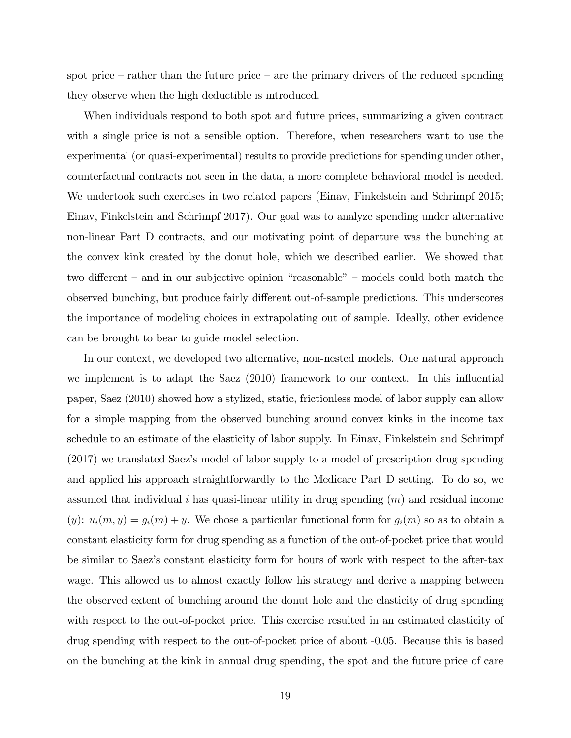spot price – rather than the future price – are the primary drivers of the reduced spending they observe when the high deductible is introduced.

When individuals respond to both spot and future prices, summarizing a given contract with a single price is not a sensible option. Therefore, when researchers want to use the experimental (or quasi-experimental) results to provide predictions for spending under other, counterfactual contracts not seen in the data, a more complete behavioral model is needed. We undertook such exercises in two related papers (Einav, Finkelstein and Schrimpf 2015; Einav, Finkelstein and Schrimpf 2017). Our goal was to analyze spending under alternative non-linear Part D contracts, and our motivating point of departure was the bunching at the convex kink created by the donut hole, which we described earlier. We showed that two different – and in our subjective opinion "reasonable" – models could both match the observed bunching, but produce fairly different out-of-sample predictions. This underscores the importance of modeling choices in extrapolating out of sample. Ideally, other evidence can be brought to bear to guide model selection.

In our context, we developed two alternative, non-nested models. One natural approach we implement is to adapt the Saez (2010) framework to our context. In this influential paper, Saez (2010) showed how a stylized, static, frictionless model of labor supply can allow for a simple mapping from the observed bunching around convex kinks in the income tax schedule to an estimate of the elasticity of labor supply. In Einav, Finkelstein and Schrimpf (2017) we translated Saez's model of labor supply to a model of prescription drug spending and applied his approach straightforwardly to the Medicare Part D setting. To do so, we assumed that individual $i$ has quasi-linear utility in drug spending ($m$) and residual income ($y$): $u_i(m, y) = g_i(m) + y$. We chose a particular functional form for $g_i(m)$ so as to obtain a constant elasticity form for drug spending as a function of the out-of-pocket price that would be similar to Saez's constant elasticity form for hours of work with respect to the after-tax wage. This allowed us to almost exactly follow his strategy and derive a mapping between the observed extent of bunching around the donut hole and the elasticity of drug spending with respect to the out-of-pocket price. This exercise resulted in an estimated elasticity of drug spending with respect to the out-of-pocket price of about -0.05. Because this is based on the bunching at the kink in annual drug spending, the spot and the future price of care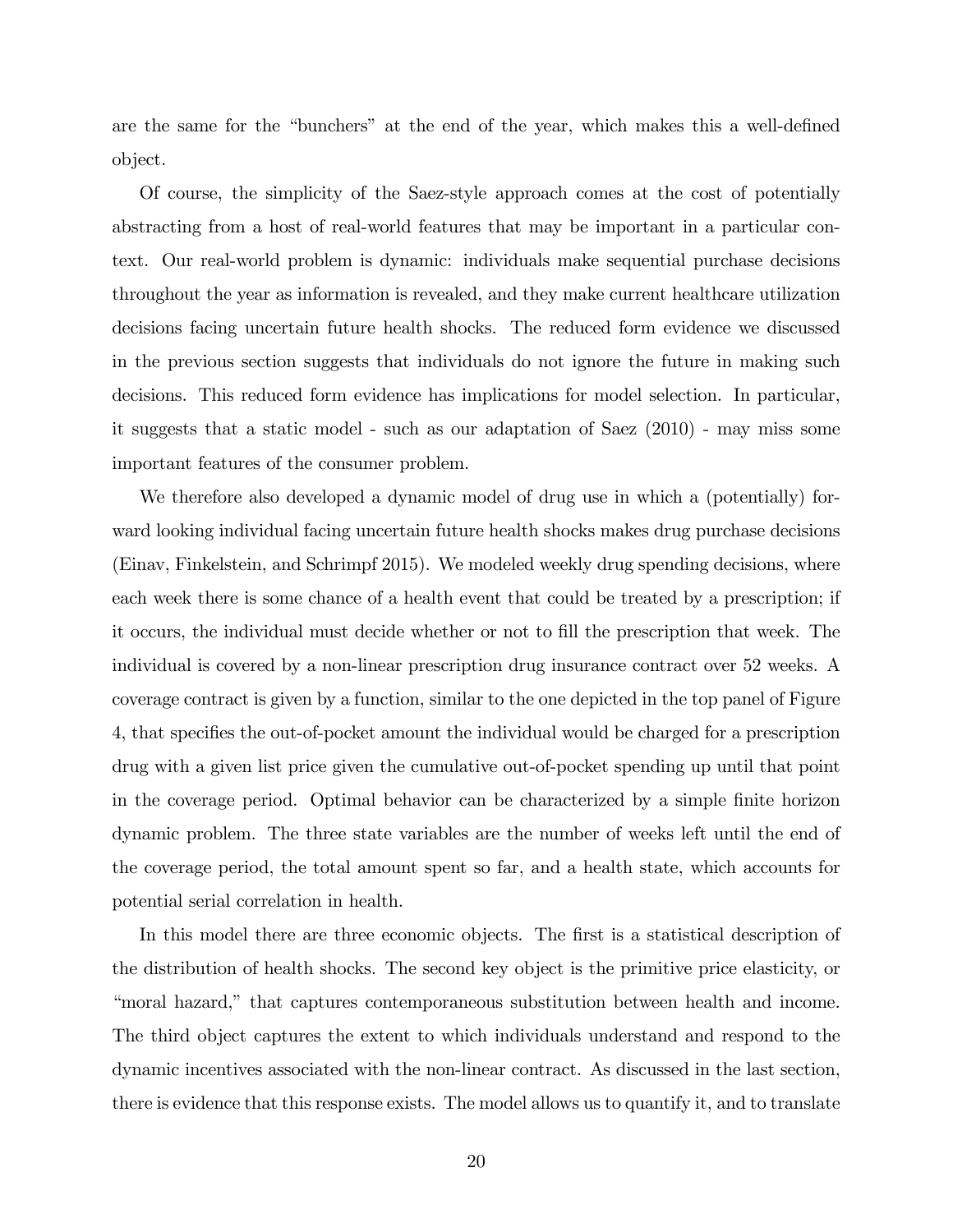are the same for the "bunchers" at the end of the year, which makes this a well-defined object.

Of course, the simplicity of the Saez-style approach comes at the cost of potentially abstracting from a host of real-world features that may be important in a particular context. Our real-world problem is dynamic: individuals make sequential purchase decisions throughout the year as information is revealed, and they make current healthcare utilization decisions facing uncertain future health shocks. The reduced form evidence we discussed in the previous section suggests that individuals do not ignore the future in making such decisions. This reduced form evidence has implications for model selection. In particular, it suggests that a static model - such as our adaptation of Saez (2010) - may miss some important features of the consumer problem.

We therefore also developed a dynamic model of drug use in which a (potentially) forward looking individual facing uncertain future health shocks makes drug purchase decisions (Einav, Finkelstein, and Schrimpf 2015). We modeled weekly drug spending decisions, where each week there is some chance of a health event that could be treated by a prescription; if it occurs, the individual must decide whether or not to fill the prescription that week. The individual is covered by a non-linear prescription drug insurance contract over 52 weeks. A coverage contract is given by a function, similar to the one depicted in the top panel of Figure 4, that specifies the out-of-pocket amount the individual would be charged for a prescription drug with a given list price given the cumulative out-of-pocket spending up until that point in the coverage period. Optimal behavior can be characterized by a simple finite horizon dynamic problem. The three state variables are the number of weeks left until the end of the coverage period, the total amount spent so far, and a health state, which accounts for potential serial correlation in health.

In this model there are three economic objects. The first is a statistical description of the distribution of health shocks. The second key object is the primitive price elasticity, or "moral hazard," that captures contemporaneous substitution between health and income. The third object captures the extent to which individuals understand and respond to the dynamic incentives associated with the non-linear contract. As discussed in the last section, there is evidence that this response exists. The model allows us to quantify it, and to translate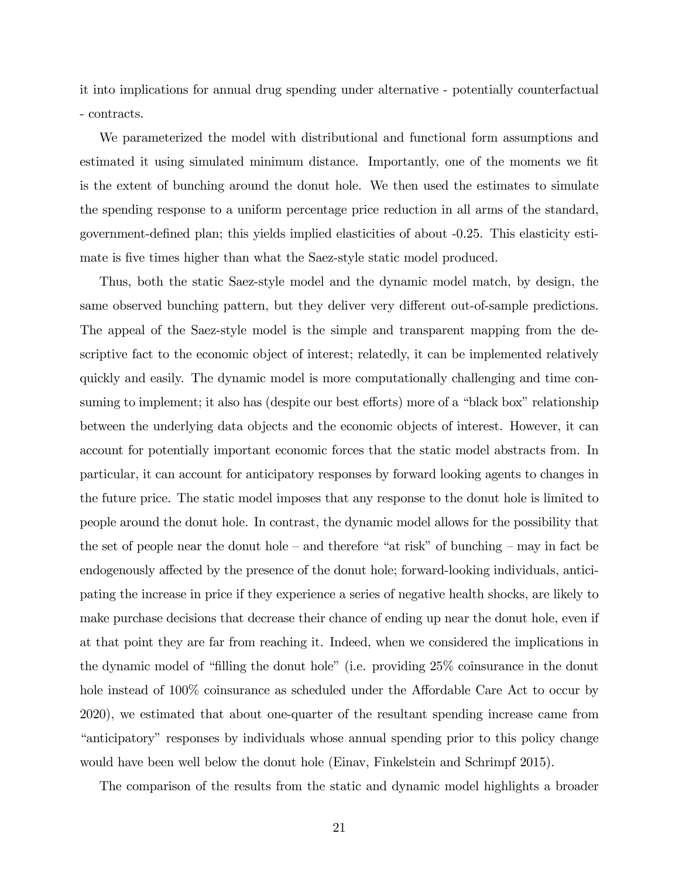it into implications for annual drug spending under alternative - potentially counterfactual - contracts.

We parameterized the model with distributional and functional form assumptions and estimated it using simulated minimum distance. Importantly, one of the moments we fit is the extent of bunching around the donut hole. We then used the estimates to simulate the spending response to a uniform percentage price reduction in all arms of the standard, government-defined plan; this yields implied elasticities of about -0.25. This elasticity estimate is five times higher than what the Saez-style static model produced.

Thus, both the static Saez-style model and the dynamic model match, by design, the same observed bunching pattern, but they deliver very different out-of-sample predictions. The appeal of the Saez-style model is the simple and transparent mapping from the descriptive fact to the economic object of interest; relatedly, it can be implemented relatively quickly and easily. The dynamic model is more computationally challenging and time consuming to implement; it also has (despite our best efforts) more of a "black box" relationship between the underlying data objects and the economic objects of interest. However, it can account for potentially important economic forces that the static model abstracts from. In particular, it can account for anticipatory responses by forward looking agents to changes in the future price. The static model imposes that any response to the donut hole is limited to people around the donut hole. In contrast, the dynamic model allows for the possibility that the set of people near the donut hole – and therefore "at risk" of bunching – may in fact be endogenously affected by the presence of the donut hole; forward-looking individuals, anticipating the increase in price if they experience a series of negative health shocks, are likely to make purchase decisions that decrease their chance of ending up near the donut hole, even if at that point they are far from reaching it. Indeed, when we considered the implications in the dynamic model of "filling the donut hole" (i.e. providing 25% coinsurance in the donut hole instead of 100% coinsurance as scheduled under the Affordable Care Act to occur by 2020), we estimated that about one-quarter of the resultant spending increase came from "anticipatory" responses by individuals whose annual spending prior to this policy change would have been well below the donut hole (Einav, Finkelstein and Schrimpf 2015).

The comparison of the results from the static and dynamic model highlights a broader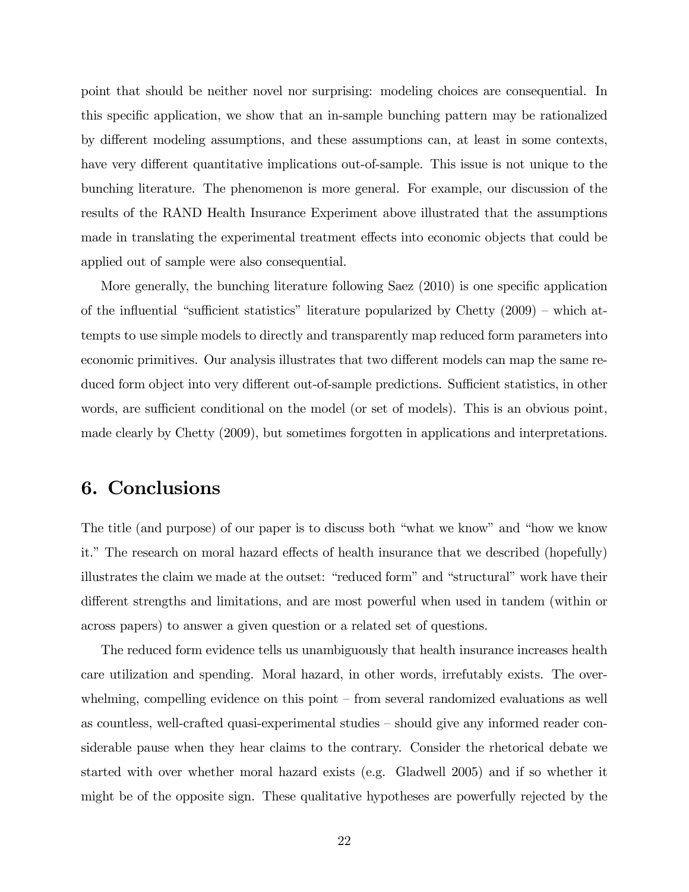point that should be neither novel nor surprising: modeling choices are consequential. In this specific application, we show that an in-sample bunching pattern may be rationalized by different modeling assumptions, and these assumptions can, at least in some contexts, have very different quantitative implications out-of-sample. This issue is not unique to the bunching literature. The phenomenon is more general. For example, our discussion of the results of the RAND Health Insurance Experiment above illustrated that the assumptions made in translating the experimental treatment effects into economic objects that could be applied out of sample were also consequential.

More generally, the bunching literature following Saez (2010) is one specific application of the influential "sufficient statistics" literature popularized by Chetty (2009) – which attempts to use simple models to directly and transparently map reduced form parameters into economic primitives. Our analysis illustrates that two different models can map the same reduced form object into very different out-of-sample predictions. Sufficient statistics, in other words, are sufficient conditional on the model (or set of models). This is an obvious point, made clearly by Chetty (2009), but sometimes forgotten in applications and interpretations.

## 6. Conclusions

The title (and purpose) of our paper is to discuss both "what we know" and "how we know it." The research on moral hazard effects of health insurance that we described (hopefully) illustrates the claim we made at the outset: "reduced form" and "structural" work have their different strengths and limitations, and are most powerful when used in tandem (within or across papers) to answer a given question or a related set of questions.

The reduced form evidence tells us unambiguously that health insurance increases health care utilization and spending. Moral hazard, in other words, irrefutably exists. The overwhelming, compelling evidence on this point – from several randomized evaluations as well as countless, well-crafted quasi-experimental studies – should give any informed reader considerable pause when they hear claims to the contrary. Consider the rhetorical debate we started with over whether moral hazard exists (e.g. Gladwell 2005) and if so whether it might be of the opposite sign. These qualitative hypotheses are powerfully rejected by the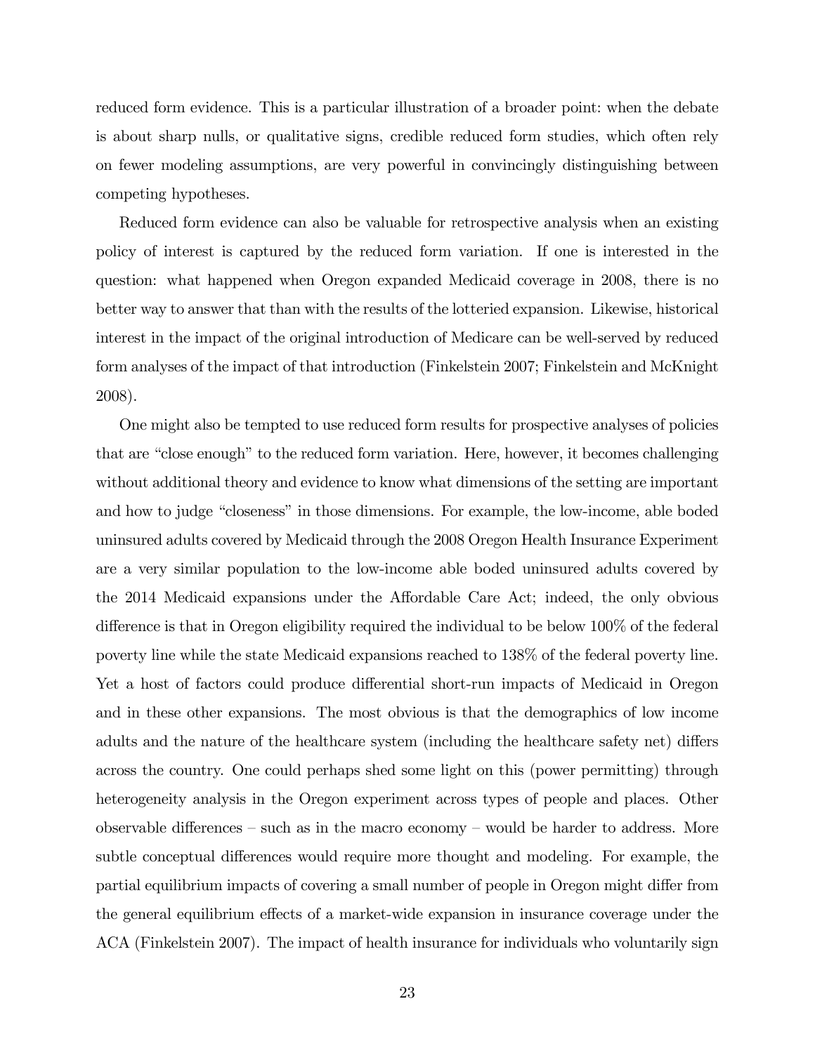reduced form evidence. This is a particular illustration of a broader point: when the debate is about sharp nulls, or qualitative signs, credible reduced form studies, which often rely on fewer modeling assumptions, are very powerful in convincingly distinguishing between competing hypotheses.

Reduced form evidence can also be valuable for retrospective analysis when an existing policy of interest is captured by the reduced form variation. If one is interested in the question: what happened when Oregon expanded Medicaid coverage in 2008, there is no better way to answer that than with the results of the lotteried expansion. Likewise, historical interest in the impact of the original introduction of Medicare can be well-served by reduced form analyses of the impact of that introduction (Finkelstein 2007; Finkelstein and McKnight 2008).

One might also be tempted to use reduced form results for prospective analyses of policies that are "close enough" to the reduced form variation. Here, however, it becomes challenging without additional theory and evidence to know what dimensions of the setting are important and how to judge "closeness" in those dimensions. For example, the low-income, able boded uninsured adults covered by Medicaid through the 2008 Oregon Health Insurance Experiment are a very similar population to the low-income able boded uninsured adults covered by the 2014 Medicaid expansions under the Affordable Care Act; indeed, the only obvious difference is that in Oregon eligibility required the individual to be below 100% of the federal poverty line while the state Medicaid expansions reached to 138% of the federal poverty line. Yet a host of factors could produce differential short-run impacts of Medicaid in Oregon and in these other expansions. The most obvious is that the demographics of low income adults and the nature of the healthcare system (including the healthcare safety net) differs across the country. One could perhaps shed some light on this (power permitting) through heterogeneity analysis in the Oregon experiment across types of people and places. Other observable differences – such as in the macro economy – would be harder to address. More subtle conceptual differences would require more thought and modeling. For example, the partial equilibrium impacts of covering a small number of people in Oregon might differ from the general equilibrium effects of a market-wide expansion in insurance coverage under the ACA (Finkelstein 2007). The impact of health insurance for individuals who voluntarily sign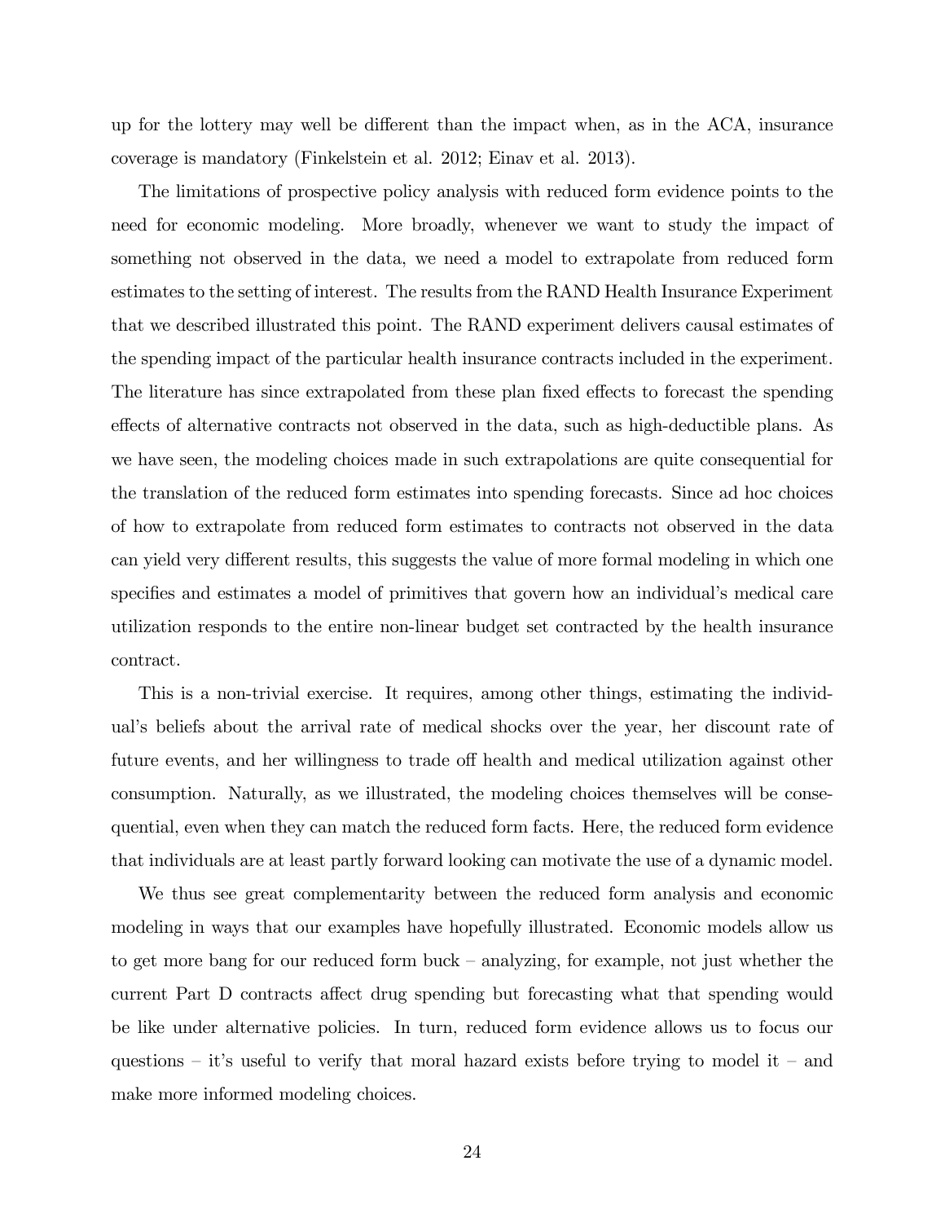up for the lottery may well be different than the impact when, as in the ACA, insurance coverage is mandatory (Finkelstein et al. 2012; Einav et al. 2013).

The limitations of prospective policy analysis with reduced form evidence points to the need for economic modeling. More broadly, whenever we want to study the impact of something not observed in the data, we need a model to extrapolate from reduced form estimates to the setting of interest. The results from the RAND Health Insurance Experiment that we described illustrated this point. The RAND experiment delivers causal estimates of the spending impact of the particular health insurance contracts included in the experiment. The literature has since extrapolated from these plan fixed effects to forecast the spending effects of alternative contracts not observed in the data, such as high-deductible plans. As we have seen, the modeling choices made in such extrapolations are quite consequential for the translation of the reduced form estimates into spending forecasts. Since ad hoc choices of how to extrapolate from reduced form estimates to contracts not observed in the data can yield very different results, this suggests the value of more formal modeling in which one specifies and estimates a model of primitives that govern how an individual's medical care utilization responds to the entire non-linear budget set contracted by the health insurance contract.

This is a non-trivial exercise. It requires, among other things, estimating the individual's beliefs about the arrival rate of medical shocks over the year, her discount rate of future events, and her willingness to trade off health and medical utilization against other consumption. Naturally, as we illustrated, the modeling choices themselves will be consequential, even when they can match the reduced form facts. Here, the reduced form evidence that individuals are at least partly forward looking can motivate the use of a dynamic model.

We thus see great complementarity between the reduced form analysis and economic modeling in ways that our examples have hopefully illustrated. Economic models allow us to get more bang for our reduced form buck – analyzing, for example, not just whether the current Part D contracts affect drug spending but forecasting what that spending would be like under alternative policies. In turn, reduced form evidence allows us to focus our questions – it's useful to verify that moral hazard exists before trying to model it – and make more informed modeling choices.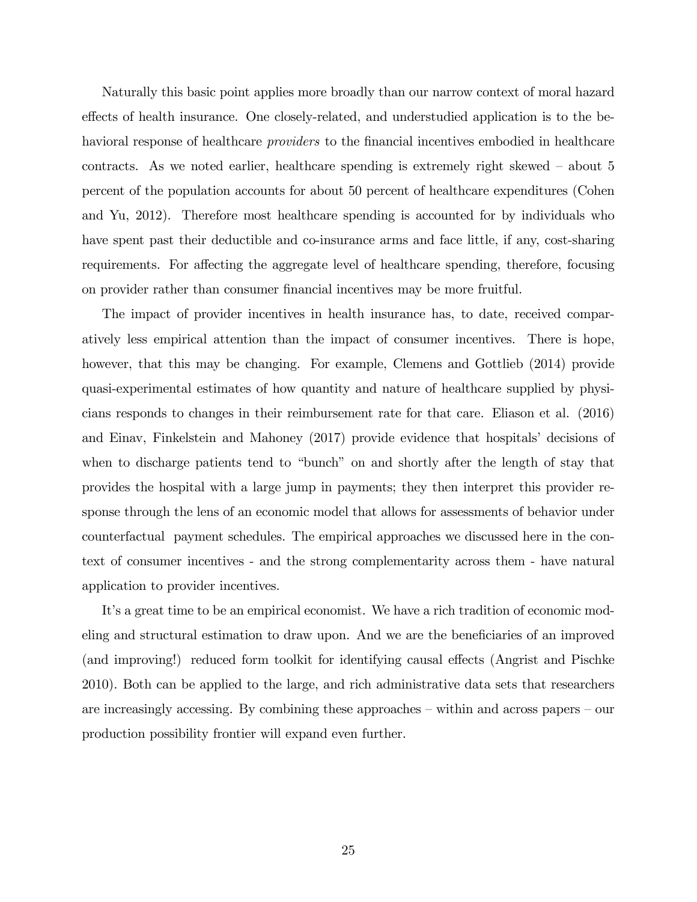Naturally this basic point applies more broadly than our narrow context of moral hazard effects of health insurance. One closely-related, and understudied application is to the behavioral response of healthcare *providers* to the financial incentives embodied in healthcare contracts. As we noted earlier, healthcare spending is extremely right skewed – about 5 percent of the population accounts for about 50 percent of healthcare expenditures (Cohen and Yu, 2012). Therefore most healthcare spending is accounted for by individuals who have spent past their deductible and co-insurance arms and face little, if any, cost-sharing requirements. For affecting the aggregate level of healthcare spending, therefore, focusing on provider rather than consumer financial incentives may be more fruitful.

The impact of provider incentives in health insurance has, to date, received comparatively less empirical attention than the impact of consumer incentives. There is hope, however, that this may be changing. For example, Clemens and Gottlieb (2014) provide quasi-experimental estimates of how quantity and nature of healthcare supplied by physicians responds to changes in their reimbursement rate for that care. Eliason et al. (2016) and Einav, Finkelstein and Mahoney (2017) provide evidence that hospitals' decisions of when to discharge patients tend to "bunch" on and shortly after the length of stay that provides the hospital with a large jump in payments; they then interpret this provider response through the lens of an economic model that allows for assessments of behavior under counterfactual payment schedules. The empirical approaches we discussed here in the context of consumer incentives - and the strong complementarity across them - have natural application to provider incentives.

It's a great time to be an empirical economist. We have a rich tradition of economic modeling and structural estimation to draw upon. And we are the beneficiaries of an improved (and improving!) reduced form toolkit for identifying causal effects (Angrist and Pischke 2010). Both can be applied to the large, and rich administrative data sets that researchers are increasingly accessing. By combining these approaches – within and across papers – our production possibility frontier will expand even further.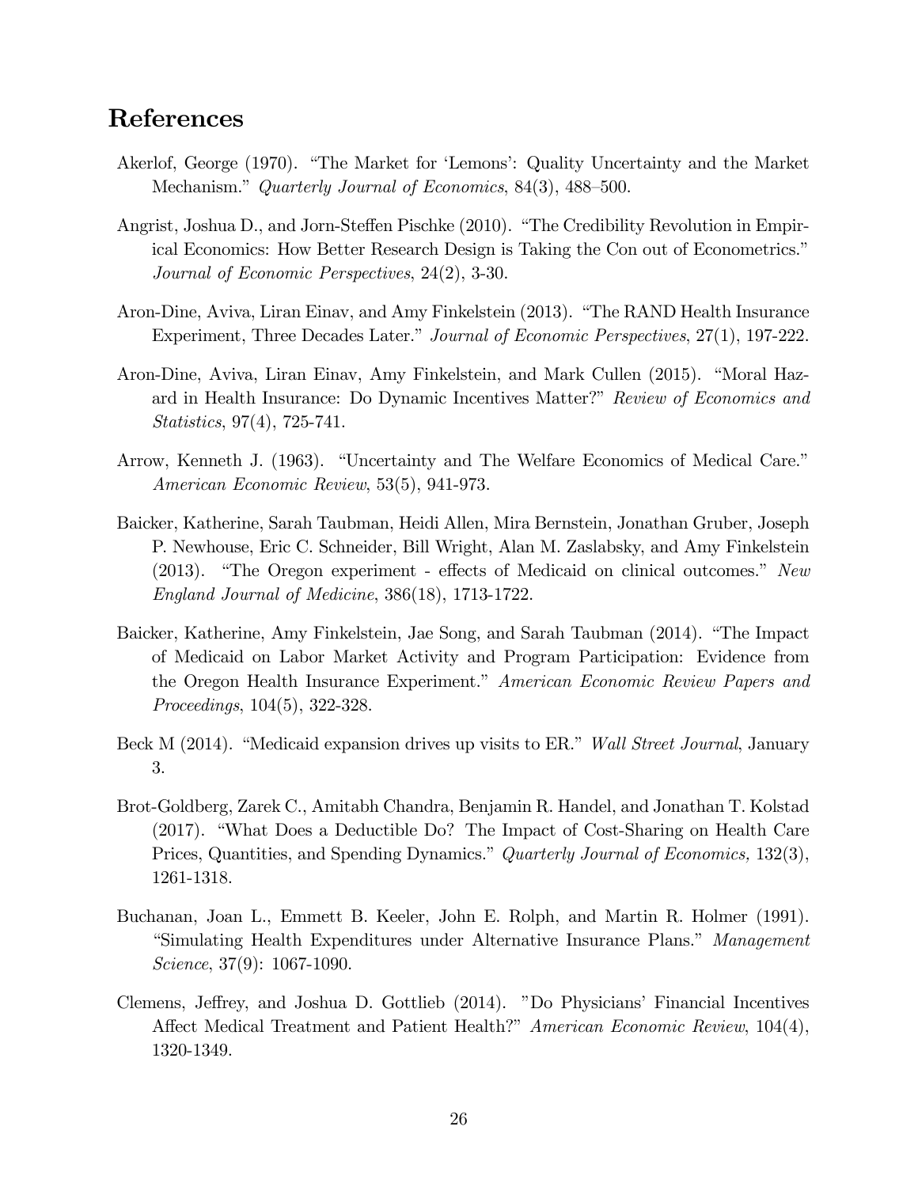## References

Akerlof, George (1970). "The Market for 'Lemons': Quality Uncertainty and the Market Mechanism." *Quarterly Journal of Economics*, 84(3), 488–500.

Angrist, Joshua D., and Jorn-Steffen Pischke (2010). "The Credibility Revolution in Empirical Economics: How Better Research Design is Taking the Con out of Econometrics." *Journal of Economic Perspectives*, 24(2), 3-30.

Aron-Dine, Aviva, Liran Einav, and Amy Finkelstein (2013). "The RAND Health Insurance Experiment, Three Decades Later." *Journal of Economic Perspectives*, 27(1), 197-222.

Aron-Dine, Aviva, Liran Einav, Amy Finkelstein, and Mark Cullen (2015). "Moral Hazard in Health Insurance: Do Dynamic Incentives Matter?" *Review of Economics and Statistics*, 97(4), 725-741.

Arrow, Kenneth J. (1963). "Uncertainty and The Welfare Economics of Medical Care." *American Economic Review*, 53(5), 941-973.

Baicker, Katherine, Sarah Taubman, Heidi Allen, Mira Bernstein, Jonathan Gruber, Joseph P. Newhouse, Eric C. Schneider, Bill Wright, Alan M. Zaslabsky, and Amy Finkelstein (2013). "The Oregon experiment - effects of Medicaid on clinical outcomes." *New England Journal of Medicine*, 386(18), 1713-1722.

Baicker, Katherine, Amy Finkelstein, Jae Song, and Sarah Taubman (2014). "The Impact of Medicaid on Labor Market Activity and Program Participation: Evidence from the Oregon Health Insurance Experiment." *American Economic Review Papers and Proceedings*, 104(5), 322-328.

Beck M (2014). "Medicaid expansion drives up visits to ER." *Wall Street Journal*, January 3.

Brot-Goldberg, Zarek C., Amitabh Chandra, Benjamin R. Handel, and Jonathan T. Kolstad (2017). "What Does a Deductible Do? The Impact of Cost-Sharing on Health Care Prices, Quantities, and Spending Dynamics." *Quarterly Journal of Economics,* 132(3), 1261-1318.

Buchanan, Joan L., Emmett B. Keeler, John E. Rolph, and Martin R. Holmer (1991). "Simulating Health Expenditures under Alternative Insurance Plans." *Management Science*, 37(9): 1067-1090.

Clemens, Jeffrey, and Joshua D. Gottlieb (2014). "Do Physicians' Financial Incentives Affect Medical Treatment and Patient Health?" *American Economic Review*, 104(4), 1320-1349.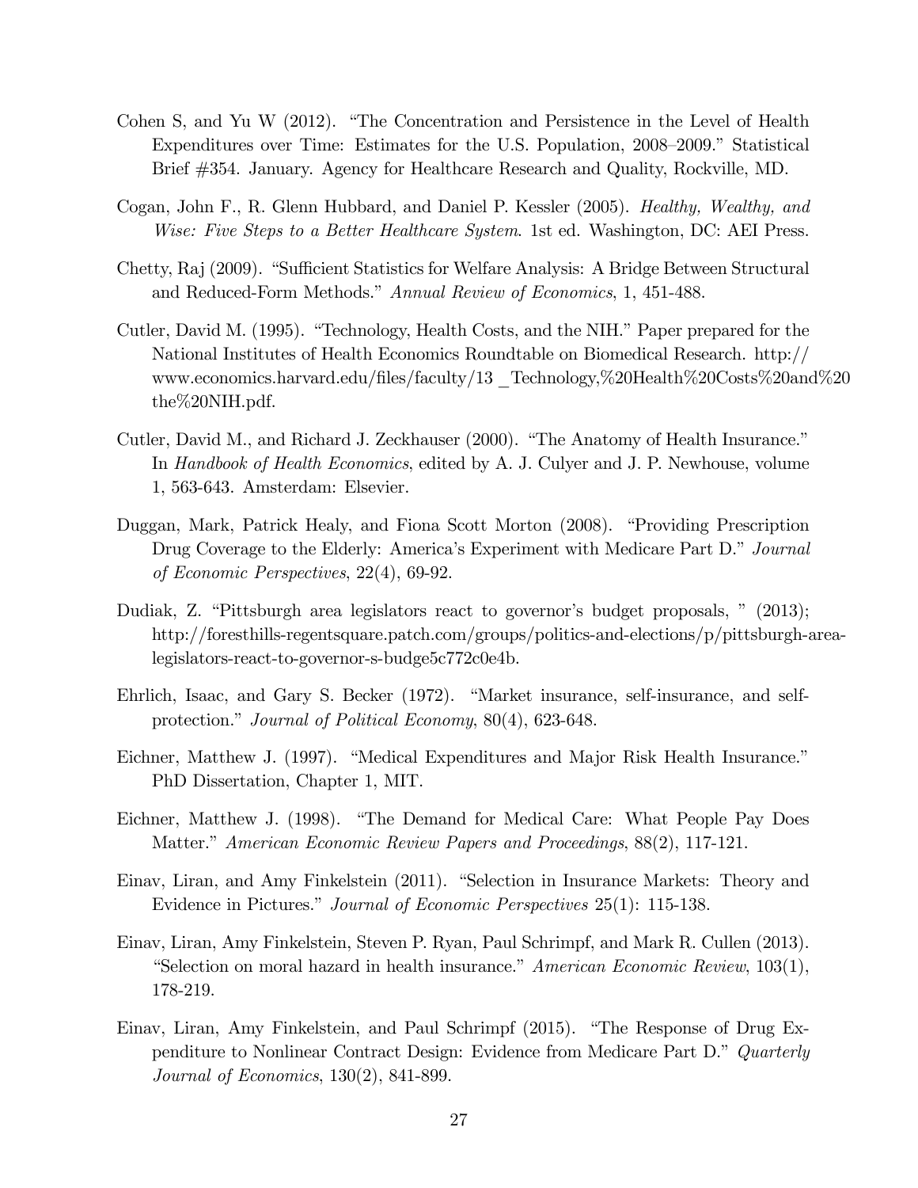Cohen S, and Yu W (2012). "The Concentration and Persistence in the Level of Health Expenditures over Time: Estimates for the U.S. Population, 2008–2009." Statistical Brief #354. January. Agency for Healthcare Research and Quality, Rockville, MD.

Cogan, John F., R. Glenn Hubbard, and Daniel P. Kessler (2005). *Healthy, Wealthy, and Wise: Five Steps to a Better Healthcare System*. 1st ed. Washington, DC: AEI Press.

Chetty, Raj (2009). "Sufficient Statistics for Welfare Analysis: A Bridge Between Structural and Reduced-Form Methods." *Annual Review of Economics*, 1, 451-488.

Cutler, David M. (1995). "Technology, Health Costs, and the NIH." Paper prepared for the National Institutes of Health Economics Roundtable on Biomedical Research. http://www.economics.harvard.edu/files/faculty/13 _Technology,%20Health%20Costs%20and%20the%20NIH.pdf.

Cutler, David M., and Richard J. Zeckhauser (2000). "The Anatomy of Health Insurance." In *Handbook of Health Economics*, edited by A. J. Culyer and J. P. Newhouse, volume 1, 563-643. Amsterdam: Elsevier.

Duggan, Mark, Patrick Healy, and Fiona Scott Morton (2008). "Providing Prescription Drug Coverage to the Elderly: America's Experiment with Medicare Part D." *Journal of Economic Perspectives*, 22(4), 69-92.

Dudiak, Z. "Pittsburgh area legislators react to governor's budget proposals, " (2013); http://foresthills-regentsquare.patch.com/groups/politics-and-elections/p/pittsburgh-area-legislators-react-to-governor-s-budge5c772c0e4b.

Ehrlich, Isaac, and Gary S. Becker (1972). "Market insurance, self-insurance, and self-protection." *Journal of Political Economy*, 80(4), 623-648.

Eichner, Matthew J. (1997). "Medical Expenditures and Major Risk Health Insurance." PhD Dissertation, Chapter 1, MIT.

Eichner, Matthew J. (1998). "The Demand for Medical Care: What People Pay Does Matter." *American Economic Review Papers and Proceedings*, 88(2), 117-121.

Einav, Liran, and Amy Finkelstein (2011). "Selection in Insurance Markets: Theory and Evidence in Pictures." *Journal of Economic Perspectives* 25(1): 115-138.

Einav, Liran, Amy Finkelstein, Steven P. Ryan, Paul Schrimpf, and Mark R. Cullen (2013). "Selection on moral hazard in health insurance." *American Economic Review*, 103(1), 178-219.

Einav, Liran, Amy Finkelstein, and Paul Schrimpf (2015). "The Response of Drug Expenditure to Nonlinear Contract Design: Evidence from Medicare Part D." *Quarterly Journal of Economics*, 130(2), 841-899.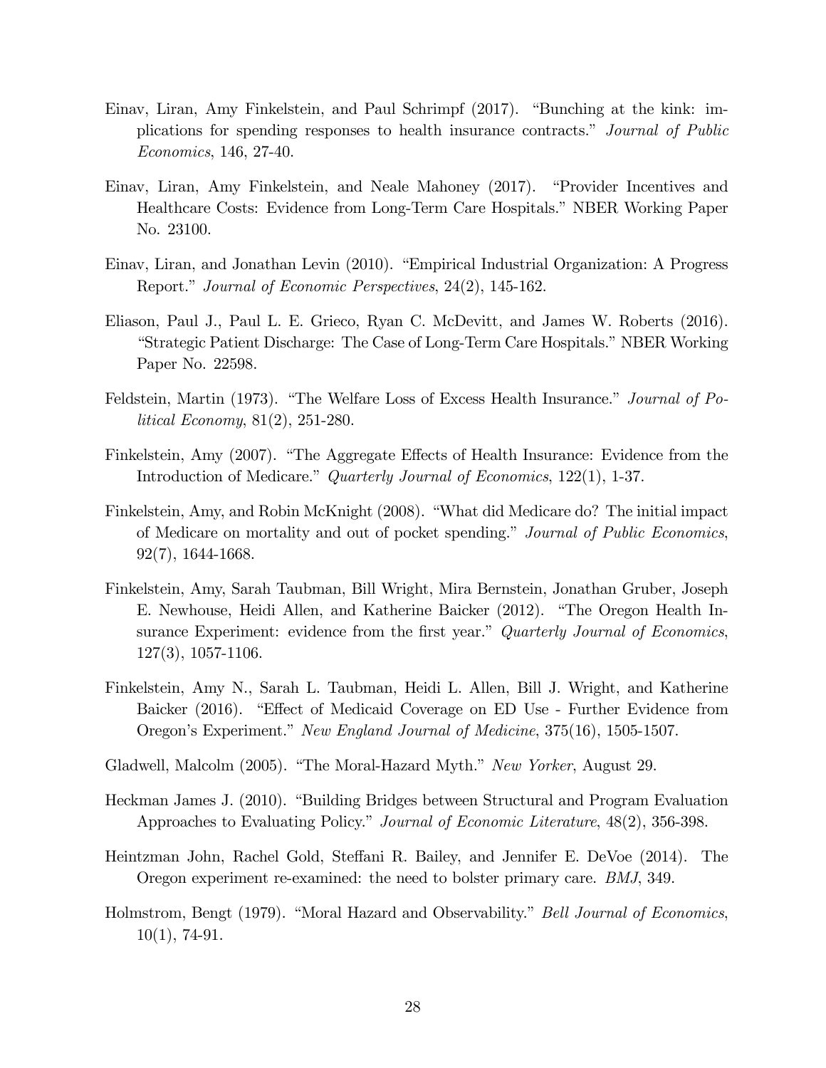Einav, Liran, Amy Finkelstein, and Paul Schrimpf (2017). "Bunching at the kink: implications for spending responses to health insurance contracts." *Journal of Public Economics*, 146, 27-40.

Einav, Liran, Amy Finkelstein, and Neale Mahoney (2017). "Provider Incentives and Healthcare Costs: Evidence from Long-Term Care Hospitals." NBER Working Paper No. 23100.

Einav, Liran, and Jonathan Levin (2010). "Empirical Industrial Organization: A Progress Report." *Journal of Economic Perspectives*, 24(2), 145-162.

Eliason, Paul J., Paul L. E. Grieco, Ryan C. McDevitt, and James W. Roberts (2016). "Strategic Patient Discharge: The Case of Long-Term Care Hospitals." NBER Working Paper No. 22598.

Feldstein, Martin (1973). "The Welfare Loss of Excess Health Insurance." *Journal of Political Economy*, 81(2), 251-280.

Finkelstein, Amy (2007). "The Aggregate Effects of Health Insurance: Evidence from the Introduction of Medicare." *Quarterly Journal of Economics*, 122(1), 1-37.

Finkelstein, Amy, and Robin McKnight (2008). "What did Medicare do? The initial impact of Medicare on mortality and out of pocket spending." *Journal of Public Economics*, 92(7), 1644-1668.

Finkelstein, Amy, Sarah Taubman, Bill Wright, Mira Bernstein, Jonathan Gruber, Joseph E. Newhouse, Heidi Allen, and Katherine Baicker (2012). "The Oregon Health Insurance Experiment: evidence from the first year." *Quarterly Journal of Economics*, 127(3), 1057-1106.

Finkelstein, Amy N., Sarah L. Taubman, Heidi L. Allen, Bill J. Wright, and Katherine Baicker (2016). "Effect of Medicaid Coverage on ED Use - Further Evidence from Oregon's Experiment." *New England Journal of Medicine*, 375(16), 1505-1507.

Gladwell, Malcolm (2005). "The Moral-Hazard Myth." *New Yorker*, August 29.

Heckman James J. (2010). "Building Bridges between Structural and Program Evaluation Approaches to Evaluating Policy." *Journal of Economic Literature*, 48(2), 356-398.

Heintzman John, Rachel Gold, Steffani R. Bailey, and Jennifer E. DeVoe (2014). The Oregon experiment re-examined: the need to bolster primary care. *BMJ*, 349.

Holmstrom, Bengt (1979). "Moral Hazard and Observability." *Bell Journal of Economics*, 10(1), 74-91.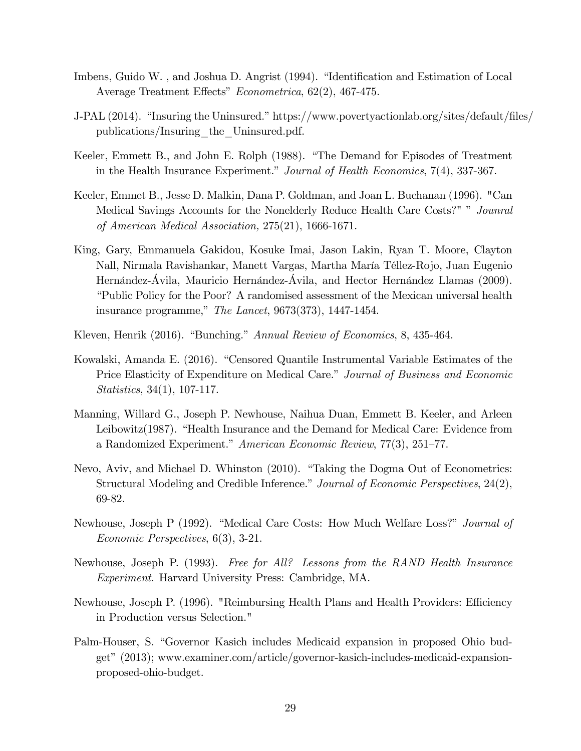Imbens, Guido W. , and Joshua D. Angrist (1994). "Identification and Estimation of Local Average Treatment Effects" *Econometrica*, 62(2), 467-475.

J-PAL (2014). "Insuring the Uninsured." https://www.povertyactionlab.org/sites/default/files/publications/Insuring_the_Uninsured.pdf.

Keeler, Emmett B., and John E. Rolph (1988). "The Demand for Episodes of Treatment in the Health Insurance Experiment." *Journal of Health Economics*, 7(4), 337-367.

Keeler, Emmet B., Jesse D. Malkin, Dana P. Goldman, and Joan L. Buchanan (1996). "Can Medical Savings Accounts for the Nonelderly Reduce Health Care Costs?" " *Jounral of American Medical Association,* 275(21), 1666-1671.

King, Gary, Emmanuela Gakidou, Kosuke Imai, Jason Lakin, Ryan T. Moore, Clayton Nall, Nirmala Ravishankar, Manett Vargas, Martha María Téllez-Rojo, Juan Eugenio Hernández-Ávila, Mauricio Hernández-Ávila, and Hector Hernández Llamas (2009). "Public Policy for the Poor? A randomised assessment of the Mexican universal health insurance programme," *The Lancet*, 9673(373), 1447-1454.

Kleven, Henrik (2016). "Bunching." *Annual Review of Economics*, 8, 435-464.

Kowalski, Amanda E. (2016). "Censored Quantile Instrumental Variable Estimates of the Price Elasticity of Expenditure on Medical Care." *Journal of Business and Economic Statistics*, 34(1), 107-117.

Manning, Willard G., Joseph P. Newhouse, Naihua Duan, Emmett B. Keeler, and Arleen Leibowitz(1987). "Health Insurance and the Demand for Medical Care: Evidence from a Randomized Experiment." *American Economic Review*, 77(3), 251–77.

Nevo, Aviv, and Michael D. Whinston (2010). "Taking the Dogma Out of Econometrics: Structural Modeling and Credible Inference." *Journal of Economic Perspectives*, 24(2), 69-82.

Newhouse, Joseph P (1992). "Medical Care Costs: How Much Welfare Loss?" *Journal of Economic Perspectives*, 6(3), 3-21.

Newhouse, Joseph P. (1993). *Free for All? Lessons from the RAND Health Insurance Experiment*. Harvard University Press: Cambridge, MA.

Newhouse, Joseph P. (1996). "Reimbursing Health Plans and Health Providers: Efficiency in Production versus Selection."

Palm-Houser, S. "Governor Kasich includes Medicaid expansion in proposed Ohio budget" (2013); www.examiner.com/article/governor-kasich-includes-medicaid-expansion-proposed-ohio-budget.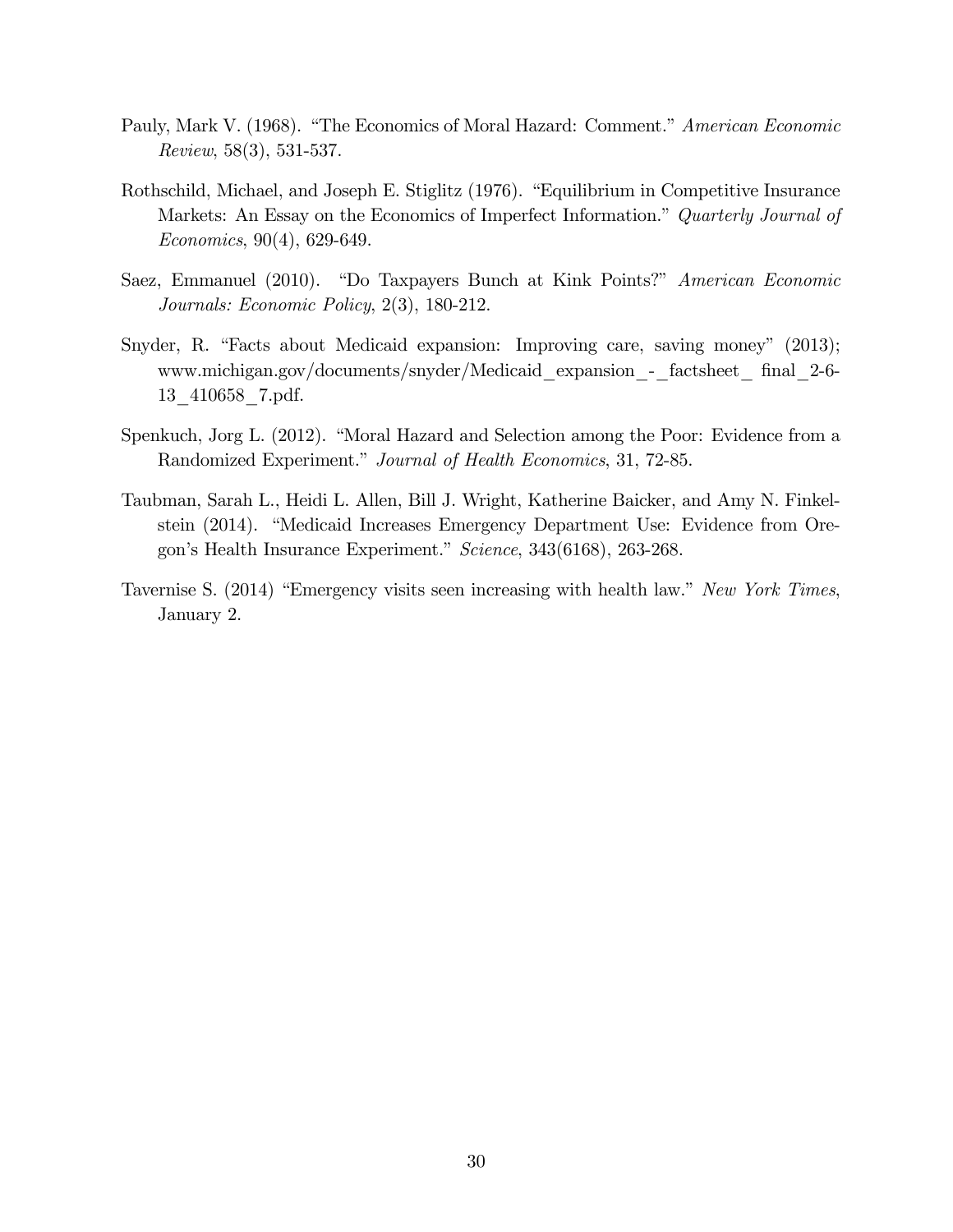Pauly, Mark V. (1968). "The Economics of Moral Hazard: Comment." *American Economic Review*, 58(3), 531-537.

Rothschild, Michael, and Joseph E. Stiglitz (1976). "Equilibrium in Competitive Insurance Markets: An Essay on the Economics of Imperfect Information." *Quarterly Journal of Economics*, 90(4), 629-649.

Saez, Emmanuel (2010). "Do Taxpayers Bunch at Kink Points?" *American Economic Journals: Economic Policy*, 2(3), 180-212.

Snyder, R. "Facts about Medicaid expansion: Improving care, saving money" (2013); www.michigan.gov/documents/snyder/Medicaid_expansion_-_factsheet_ final_2-6-13_410658_7.pdf.

Spenkuch, Jorg L. (2012). "Moral Hazard and Selection among the Poor: Evidence from a Randomized Experiment." *Journal of Health Economics*, 31, 72-85.

Taubman, Sarah L., Heidi L. Allen, Bill J. Wright, Katherine Baicker, and Amy N. Finkelstein (2014). "Medicaid Increases Emergency Department Use: Evidence from Oregon's Health Insurance Experiment." *Science*, 343(6168), 263-268.

Tavernise S. (2014) "Emergency visits seen increasing with health law." *New York Times*, January 2.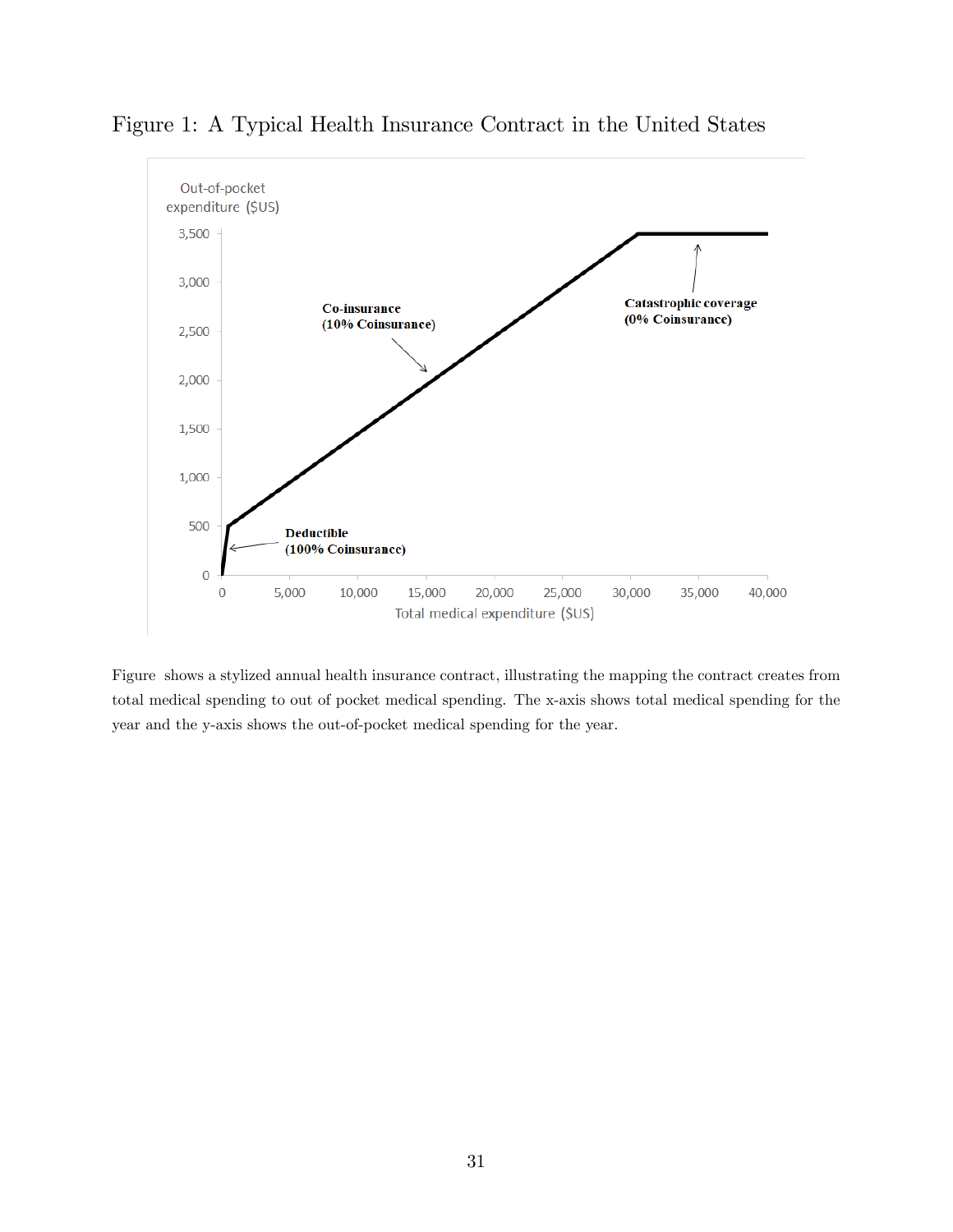Figure 1: A Typical Health Insurance Contract in the United States

Figure  shows a stylized annual health insurance contract, illustrating the mapping the contract creates from total medical spending to out of pocket medical spending. The x-axis shows total medical spending for the year and the y-axis shows the out-of-pocket medical spending for the year.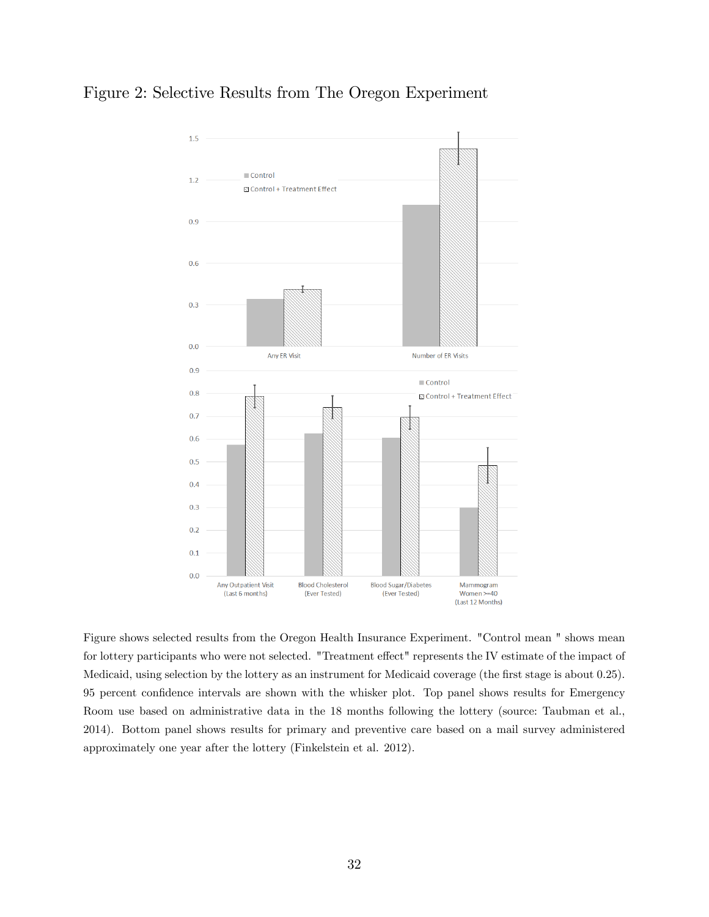# Figure 2: Selective Results from The Oregon Experiment

Figure shows selected results from the Oregon Health Insurance Experiment. "Control mean " shows mean for lottery participants who were not selected. "Treatment effect" represents the IV estimate of the impact of Medicaid, using selection by the lottery as an instrument for Medicaid coverage (the first stage is about 0.25). 95 percent confidence intervals are shown with the whisker plot. Top panel shows results for Emergency Room use based on administrative data in the 18 months following the lottery (source: Taubman et al., 2014). Bottom panel shows results for primary and preventive care based on a mail survey administered approximately one year after the lottery (Finkelstein et al. 2012).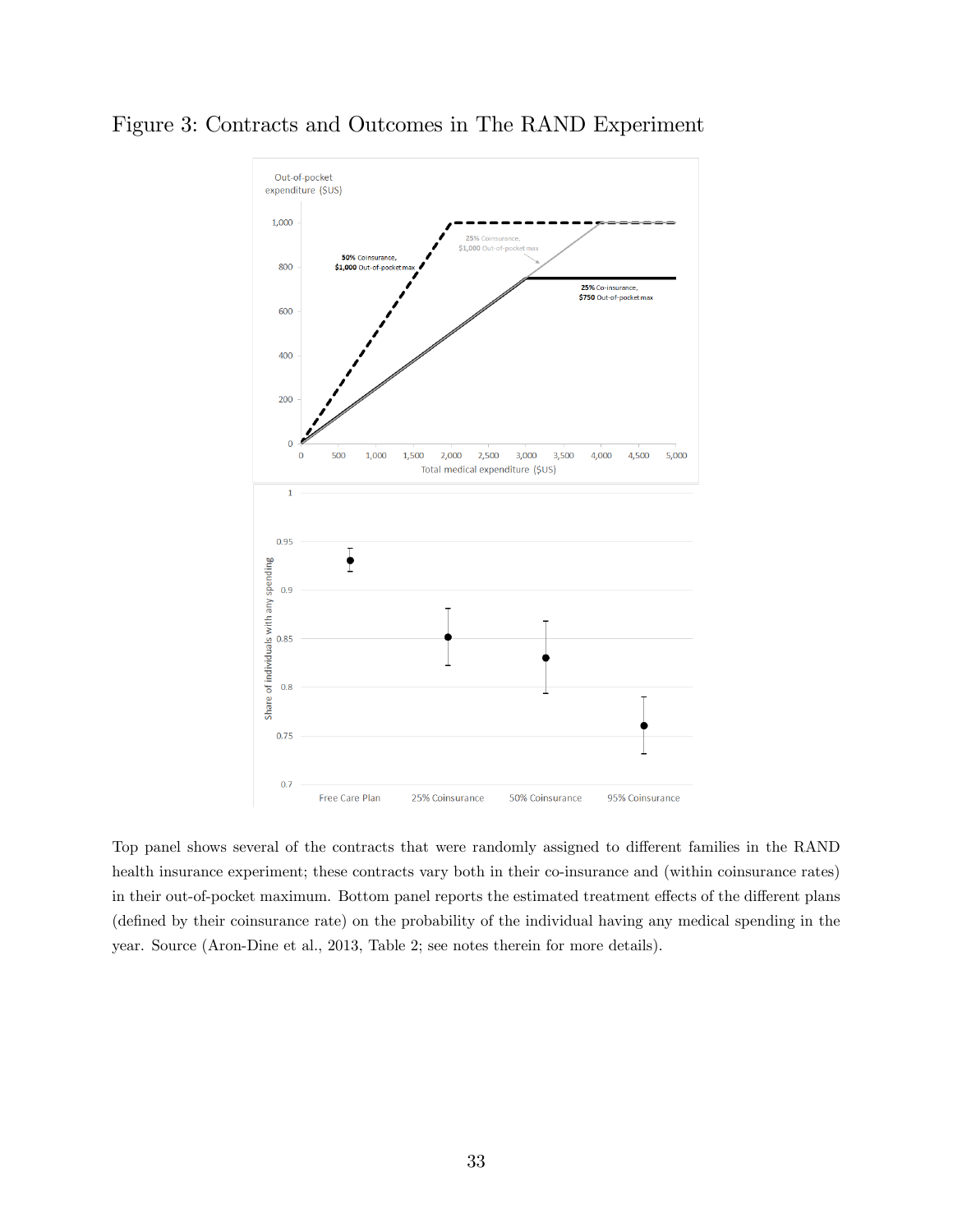Figure 3: Contracts and Outcomes in The RAND Experiment

Top panel shows several of the contracts that were randomly assigned to different families in the RAND health insurance experiment; these contracts vary both in their co-insurance and (within coinsurance rates) in their out-of-pocket maximum. Bottom panel reports the estimated treatment effects of the different plans (defined by their coinsurance rate) on the probability of the individual having any medical spending in the year. Source (Aron-Dine et al., 2013, Table 2; see notes therein for more details).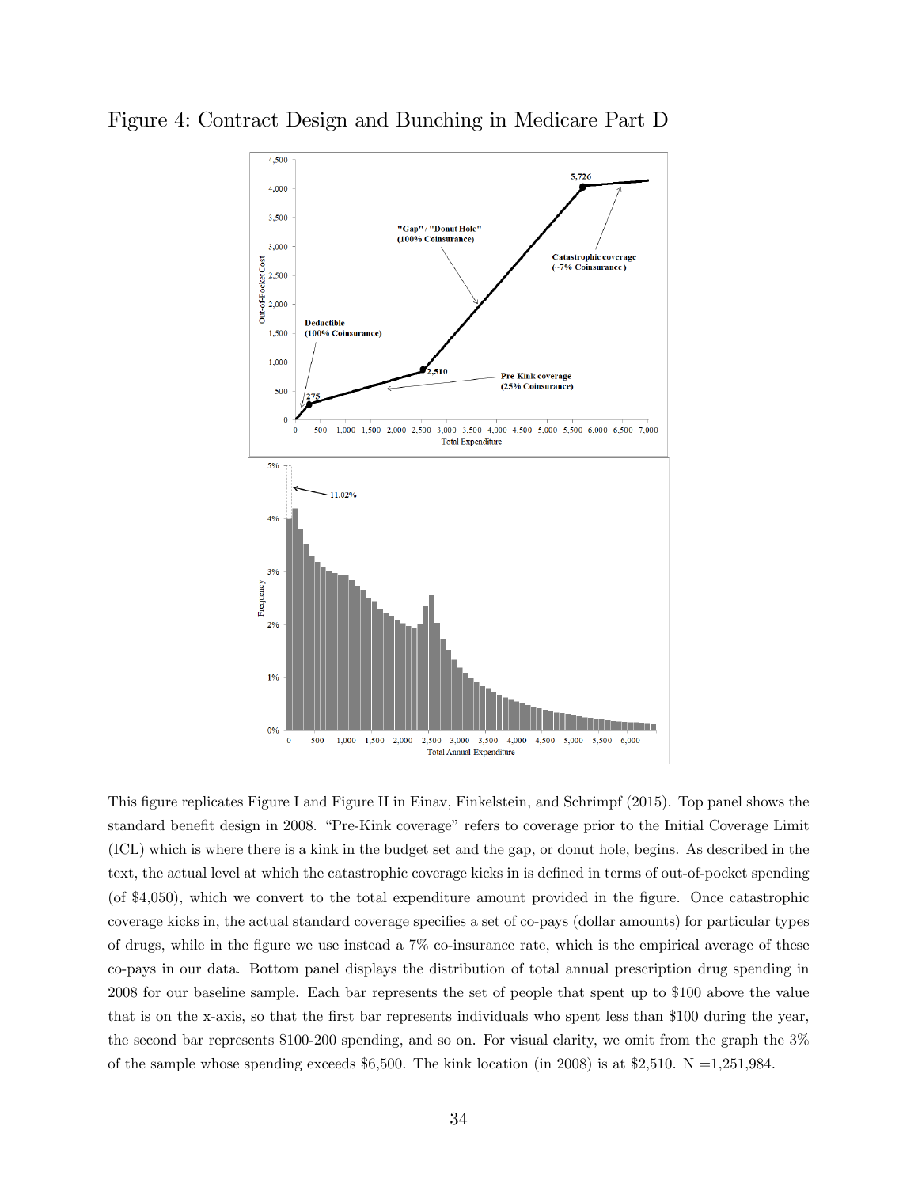Figure 4: Contract Design and Bunching in Medicare Part D

This figure replicates Figure I and Figure II in Einav, Finkelstein, and Schrimpf (2015). Top panel shows the standard benefit design in 2008. "Pre-Kink coverage" refers to coverage prior to the Initial Coverage Limit (ICL) which is where there is a kink in the budget set and the gap, or donut hole, begins. As described in the text, the actual level at which the catastrophic coverage kicks in is defined in terms of out-of-pocket spending (of $4,050), which we convert to the total expenditure amount provided in the figure. Once catastrophic coverage kicks in, the actual standard coverage specifies a set of co-pays (dollar amounts) for particular types of drugs, while in the figure we use instead a 7% co-insurance rate, which is the empirical average of these co-pays in our data. Bottom panel displays the distribution of total annual prescription drug spending in 2008 for our baseline sample. Each bar represents the set of people that spent up to $100 above the value that is on the x-axis, so that the first bar represents individuals who spent less than $100 during the year, the second bar represents $100-200 spending, and so on. For visual clarity, we omit from the graph the 3% of the sample whose spending exceeds $6,500. The kink location (in 2008) is at $2,510. N =1,251,984.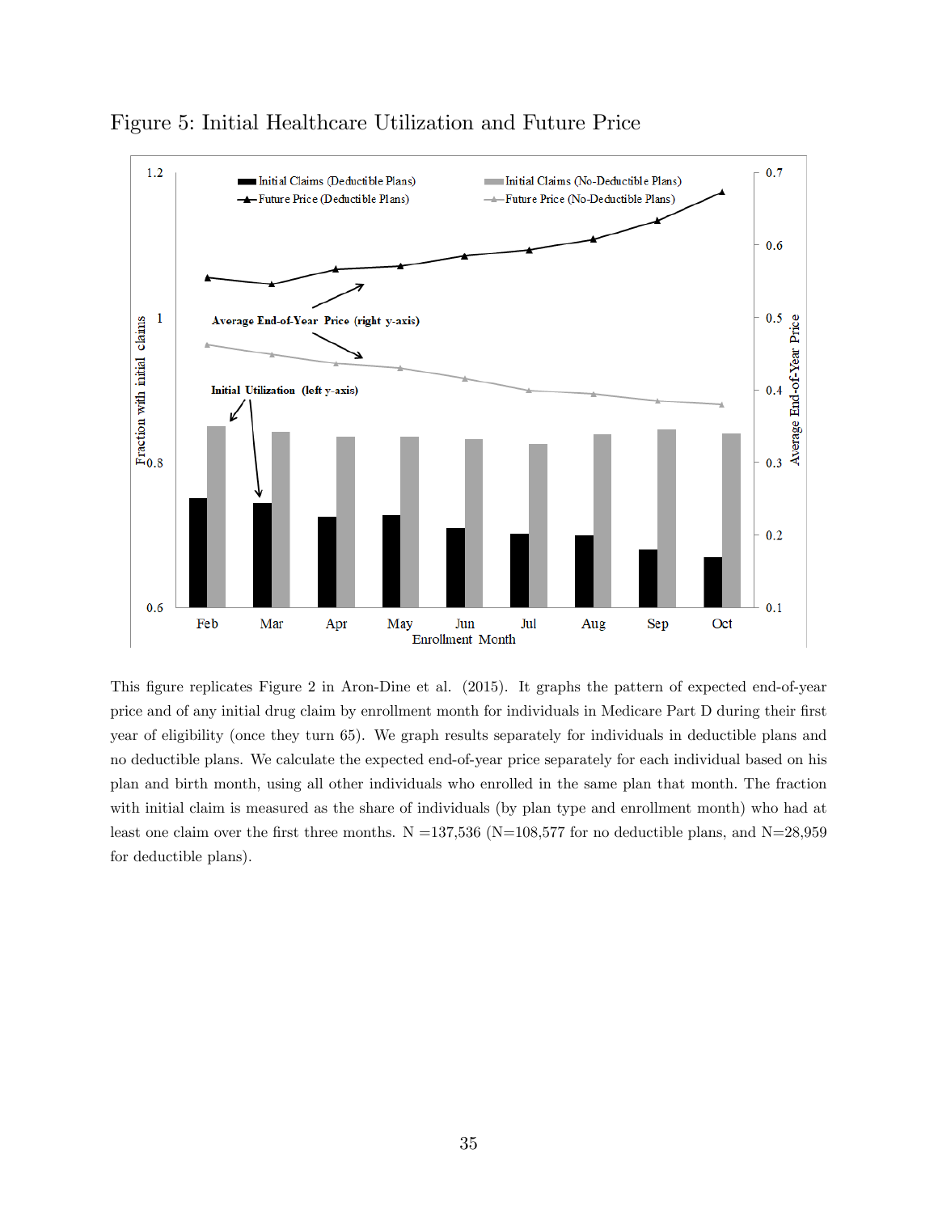# Figure 5: Initial Healthcare Utilization and Future Price

Initial Claims (Deductible Plans)
Initial Claims (No-Deductible Plans)
Future Price (Deductible Plans)
Future Price (No-Deductible Plans)

Average End-of-Year Price (right y-axis)

Initial Utilization (left y-axis)

Fraction with initial claims

Average End-of-Year Price

1.2
1
0.8
0.6

0.7
0.6
0.5
0.4
0.3
0.2
0.1

Feb Mar Apr May Jun Jul Aug Sep Oct

Enrollment Month

This figure replicates Figure 2 in Aron-Dine et al. (2015). It graphs the pattern of expected end-of-year price and of any initial drug claim by enrollment month for individuals in Medicare Part D during their first year of eligibility (once they turn 65). We graph results separately for individuals in deductible plans and no deductible plans. We calculate the expected end-of-year price separately for each individual based on his plan and birth month, using all other individuals who enrolled in the same plan that month. The fraction with initial claim is measured as the share of individuals (by plan type and enrollment month) who had at least one claim over the first three months. N =137,536 (N=108,577 for no deductible plans, and N=28,959 for deductible plans).